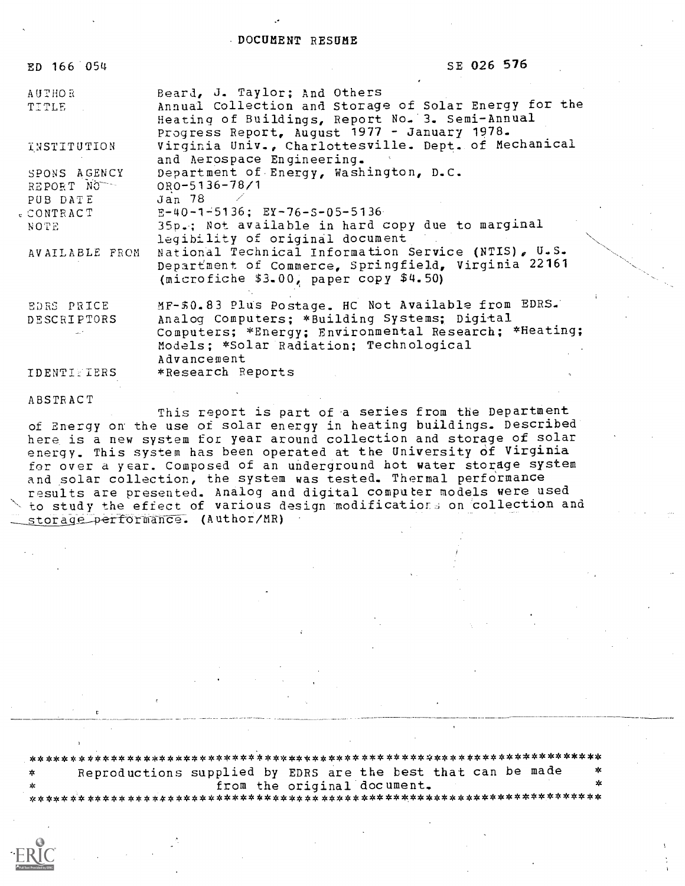# DOCUMENT RESUME

| | |
|---|---|
| ED 166 054 | SE 026 576 |
| AUTHOR | Beard, J. Taylor; And Others |
| TITLE | Annual Collection and Storage of Solar Energy for the Heating of Buildings, Report No. 3. Semi-Annual Progress Report, August 1977 - January 1978. |
| INSTITUTION | Virginia Univ., Charlottesville. Dept. of Mechanical and Aerospace Engineering. |
| SPONS AGENCY | Department of Energy, Washington, D.C. |
| REPORT NO | ORO-5136-78/1 |
| PUB DATE | Jan 78 |
| CONTRACT | E-40-1-5136; EY-76-S-05-5136 |
| NOTE | 35p.; Not available in hard copy due to marginal legibility of original document |
| AVAILABLE FROM | National Technical Information Service (NTIS), U.S. Department of Commerce, Springfield, Virginia 22161 (microfiche $3.00, paper copy $4.50) |
| EDRS PRICE | MF-$0.83 Plus Postage. HC Not Available from EDRS. |
| DESCRIPTORS | Analog Computers; *Building Systems; Digital Computers; *Energy; Environmental Research; *Heating; Models; *Solar Radiation; Technological Advancement |
| IDENTIFIERS | *Research Reports |

## ABSTRACT

This report is part of a series from the Department of Energy on the use of solar energy in heating buildings. Described here is a new system for year around collection and storage of solar energy. This system has been operated at the University of Virginia for over a year. Composed of an underground hot water storage system and solar collection, the system was tested. Thermal performance results are presented. Analog and digital computer models were used to study the effect of various design modifications on collection and storage performance. (Author/MR)

*******************************************************************
* Reproductions supplied by EDRS are the best that can be made *
* from the original document. *
*******************************************************************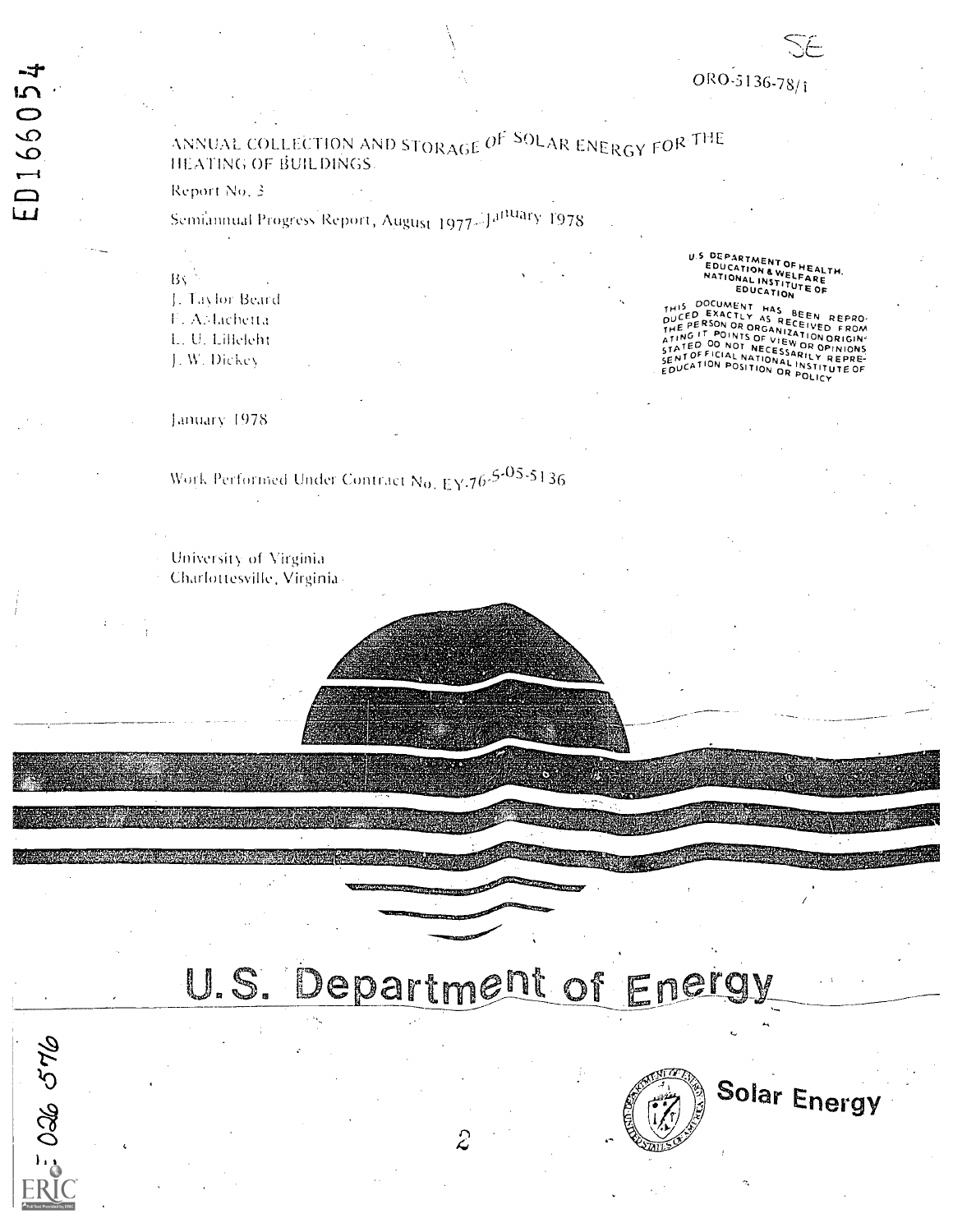ED166054

SE

ORO-5136-78/1

# ANNUAL COLLECTION AND STORAGE OF SOLAR ENERGY FOR THE HEATING OF BUILDINGS

Report No. 3

Semiannual Progress Report, August 1977—January 1978

By
J. Taylor Beard
F. A. Iachetta
L. U. Lilleleht
J. W. Dickey

U.S. DEPARTMENT OF HEALTH, EDUCATION & WELFARE
NATIONAL INSTITUTE OF EDUCATION

THIS DOCUMENT HAS BEEN REPRODUCED EXACTLY AS RECEIVED FROM THE PERSON OR ORGANIZATION ORIGINATING IT. POINTS OF VIEW OR OPINIONS STATED DO NOT NECESSARILY REPRESENT OFFICIAL NATIONAL INSTITUTE OF EDUCATION POSITION OR POLICY

January 1978

Work Performed Under Contract No. EY-76-S-05-5136

University of Virginia
Charlottesville, Virginia

U.S. Department of Energy

Solar Energy

SE 026 576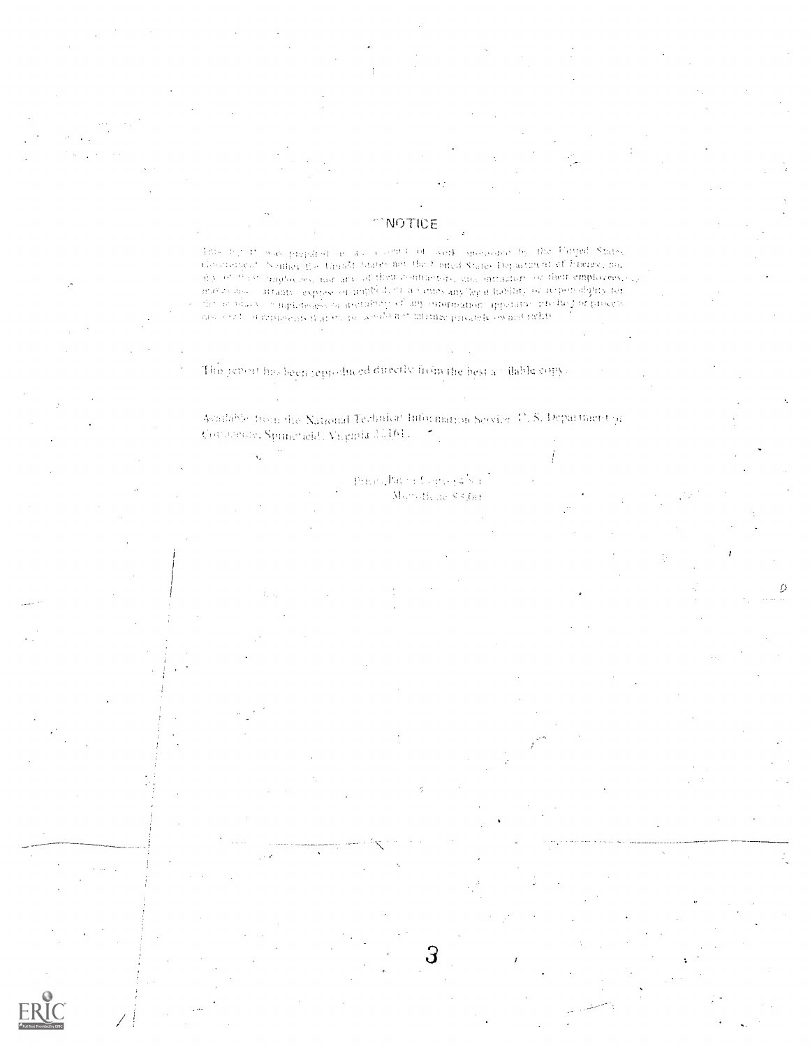# NOTICE

This report was prepared as an account of work sponsored by the United States Government. Neither the United States nor the United States Department of Energy, nor any of their employees, nor any of their contractors, subcontractors, or their employees, makes any warranty, express or implied, or assumes any legal liability or responsibility for the accuracy, completeness or usefulness of any information, apparatus, product or process disclosed, or represents that its use would not infringe privately owned rights.

This report has been reproduced directly from the best available copy.

Available from the National Technical Information Service, U. S. Department of Commerce, Springfield, Virginia 22161.

Price: Printed Copy $5.25
Microfiche $3.00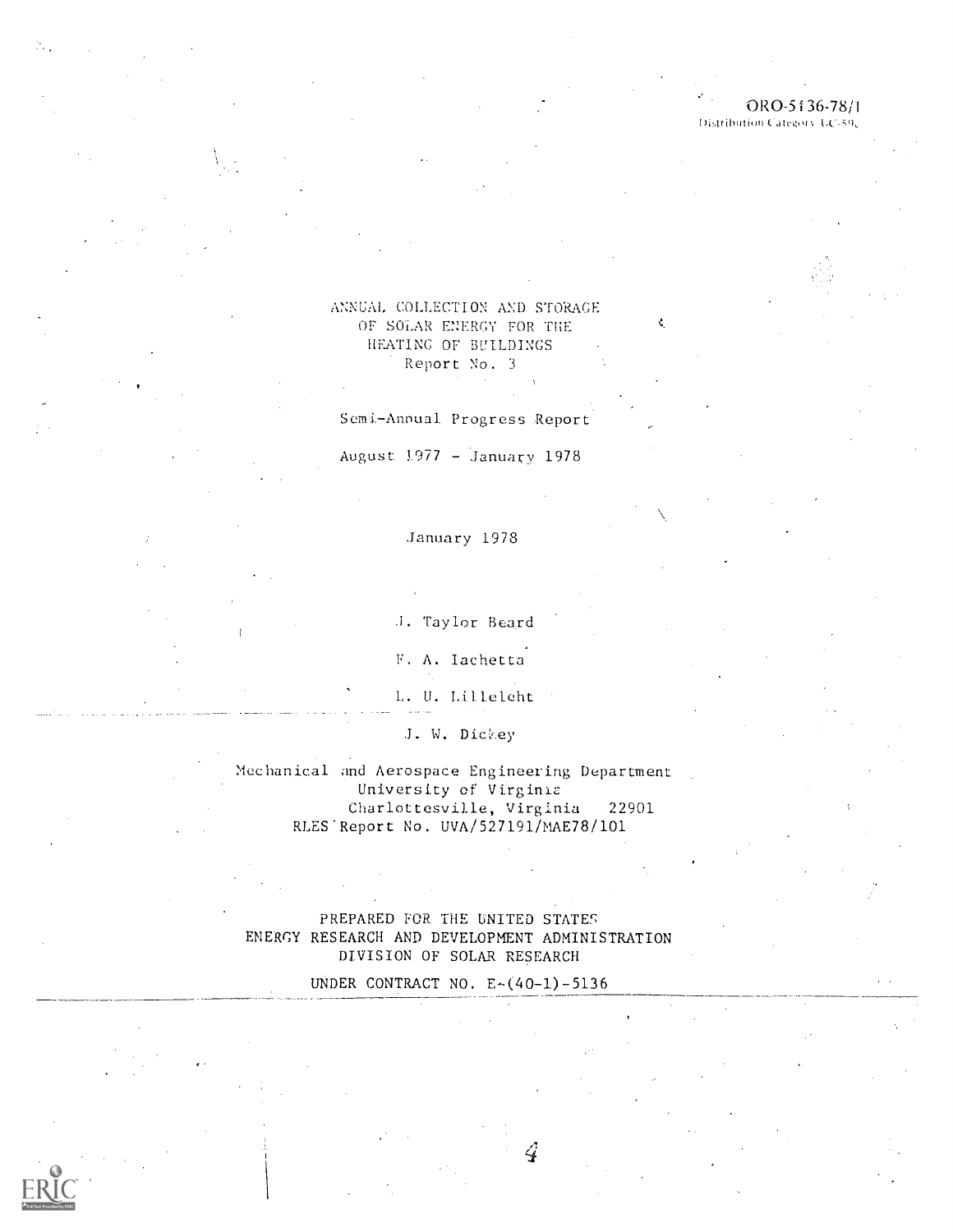ORO-5136-78/1
Distribution Category UC-59c

# ANNUAL COLLECTION AND STORAGE OF SOLAR ENERGY FOR THE HEATING OF BUILDINGS
## Report No. 3

Semi-Annual Progress Report

August 1977 - January 1978

January 1978

J. Taylor Beard

F. A. Iachetta

L. U. Lilleleht

J. W. Dickey

Mechanical and Aerospace Engineering Department
University of Virginia
Charlottesville, Virginia 22901
RLES Report No. UVA/527191/MAE78/101

PREPARED FOR THE UNITED STATES
ENERGY RESEARCH AND DEVELOPMENT ADMINISTRATION
DIVISION OF SOLAR RESEARCH

UNDER CONTRACT NO. E-(40-1)-5136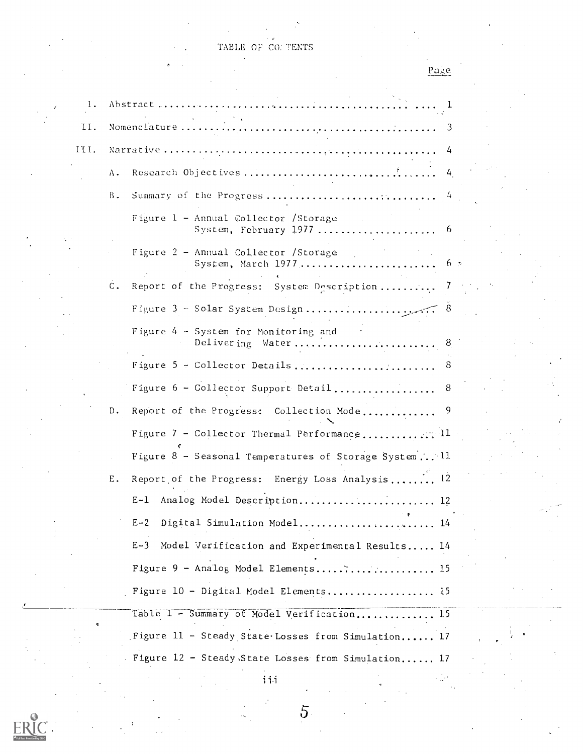# TABLE OF CONTENTS

| | Page |
|---|---|
| I. Abstract | 1 |
| II. Nomenclature | 3 |
| III. Narrative | 4 |
| A. Research Objectives | 4 |
| B. Summary of the Progress | 4 |
| Figure 1 - Annual Collector /Storage System, February 1977 | 6 |
| Figure 2 - Annual Collector /Storage System, March 1977 | 6 |
| C. Report of the Progress: System Description | 7 |
| Figure 3 - Solar System Design | 8 |
| Figure 4 - System for Monitoring and Delivering Water | 8 |
| Figure 5 - Collector Details | 8 |
| Figure 6 - Collector Support Detail | 8 |
| D. Report of the Progress: Collection Mode | 9 |
| Figure 7 - Collector Thermal Performance | 11 |
| Figure 8 - Seasonal Temperatures of Storage System | 11 |
| E. Report of the Progress: Energy Loss Analysis | 12 |
| E-1 Analog Model Description | 12 |
| E-2 Digital Simulation Model | 14 |
| E-3 Model Verification and Experimental Results | 14 |
| Figure 9 - Analog Model Elements | 15 |
| Figure 10 - Digital Model Elements | 15 |
| Table 1 - Summary of Model Verification | 15 |
| Figure 11 - Steady State Losses from Simulation | 17 |
| Figure 12 - Steady State Losses from Simulation | 17 |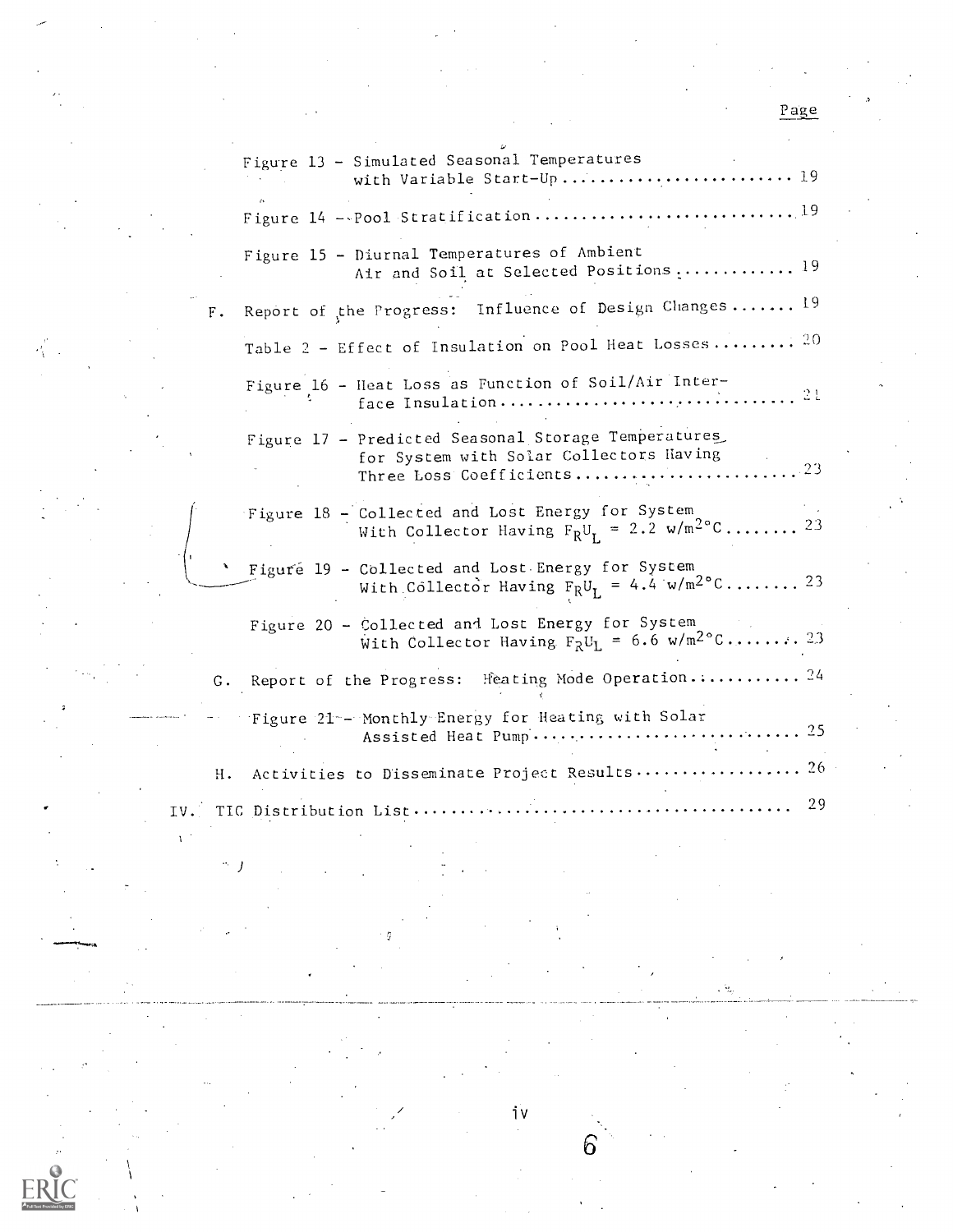Page

Figure 13 - Simulated Seasonal Temperatures with Variable Start-Up ........................ 19

Figure 14 - Pool Stratification ........................... 19

Figure 15 - Diurnal Temperatures of Ambient Air and Soil at Selected Positions ............ 19

F. Report of the Progress: Influence of Design Changes ....... 19

Table 2 - Effect of Insulation on Pool Heat Losses ......... 20

Figure 16 - Heat Loss as Function of Soil/Air Interface Insulation ................................ 21

Figure 17 - Predicted Seasonal Storage Temperatures for System with Solar Collectors Having Three Loss Coefficients ........................ 23

Figure 18 - Collected and Lost Energy for System With Collector Having $F_R U_L$ = 2.2 w/m$^2$°C ........ 23

Figure 19 - Collected and Lost Energy for System With Collector Having $F_R U_L$ = 4.4 w/m$^2$°C ........ 23

Figure 20 - Collected and Lost Energy for System With Collector Having $F_R U_L$ = 6.6 w/m$^2$°C ........ 23

G. Report of the Progress: Heating Mode Operation ........... 24

Figure 21 - Monthly Energy for Heating with Solar Assisted Heat Pump ............................ 25

H. Activities to Disseminate Project Results .................. 26

IV. TIC Distribution List ........................................ 29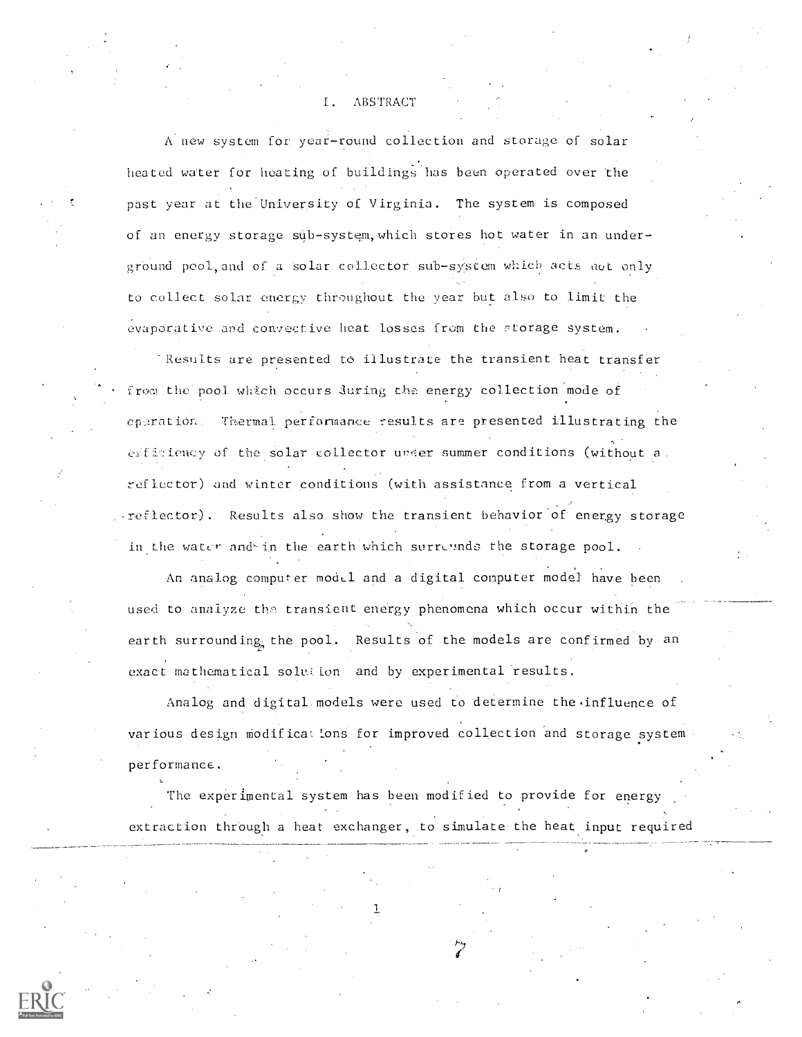# I. ABSTRACT

A new system for year-round collection and storage of solar heated water for heating of buildings has been operated over the past year at the University of Virginia. The system is composed of an energy storage sub-system, which stores hot water in an underground pool, and of a solar collector sub-system which acts not only to collect solar energy throughout the year but also to limit the evaporative and convective heat losses from the storage system.

Results are presented to illustrate the transient heat transfer from the pool which occurs during the energy collection mode of operation. Thermal performance results are presented illustrating the efficiency of the solar collector under summer conditions (without a reflector) and winter conditions (with assistance from a vertical reflector). Results also show the transient behavior of energy storage in the water and in the earth which surrounds the storage pool.

An analog computer model and a digital computer model have been used to analyze the transient energy phenomena which occur within the earth surrounding the pool. Results of the models are confirmed by an exact mathematical solution and by experimental results.

Analog and digital models were used to determine the influence of various design modifications for improved collection and storage system performance.

The experimental system has been modified to provide for energy extraction through a heat exchanger, to simulate the heat input required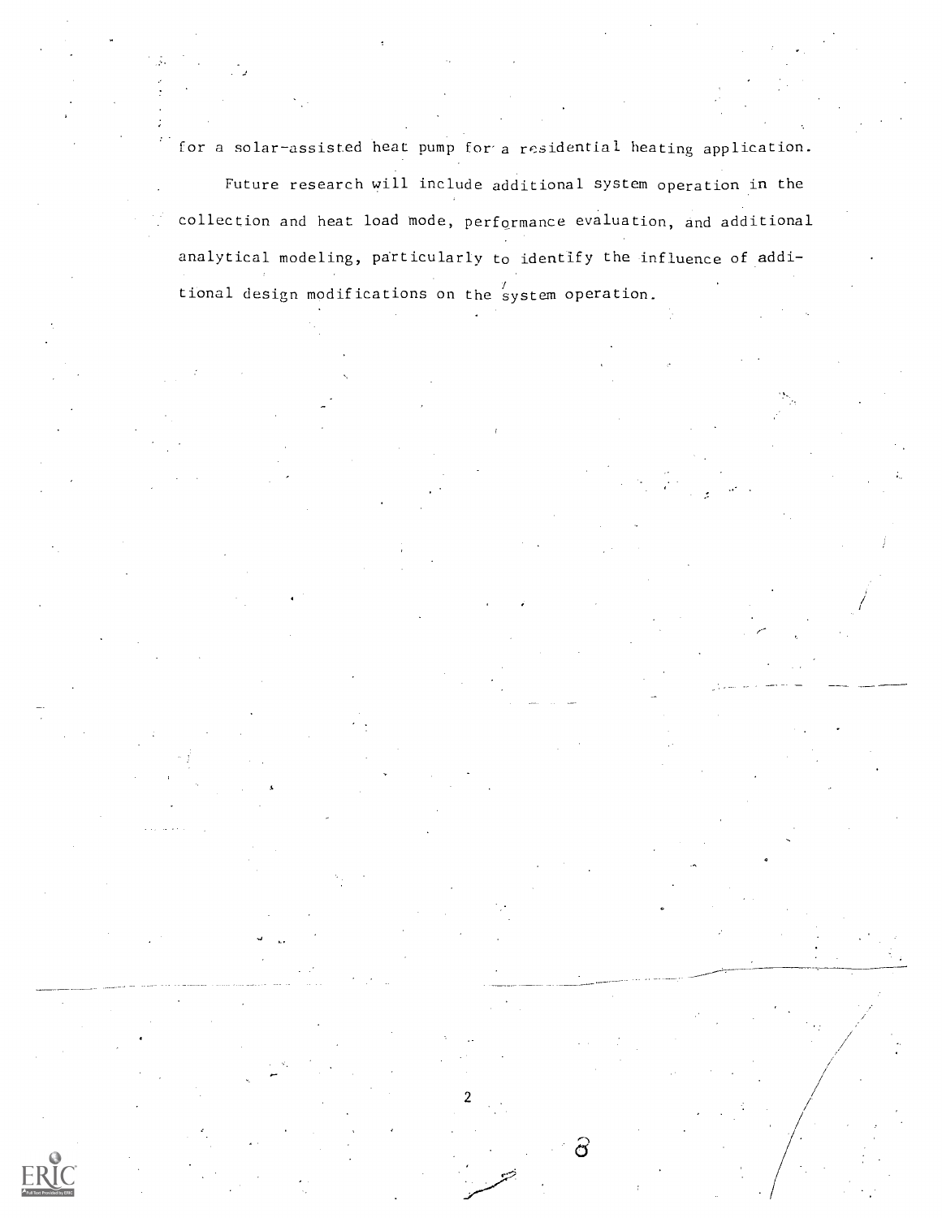for a solar-assisted heat pump for a residential heating application.

Future research will include additional system operation in the collection and heat load mode, performance evaluation, and additional analytical modeling, particularly to identify the influence of additional design modifications on the system operation.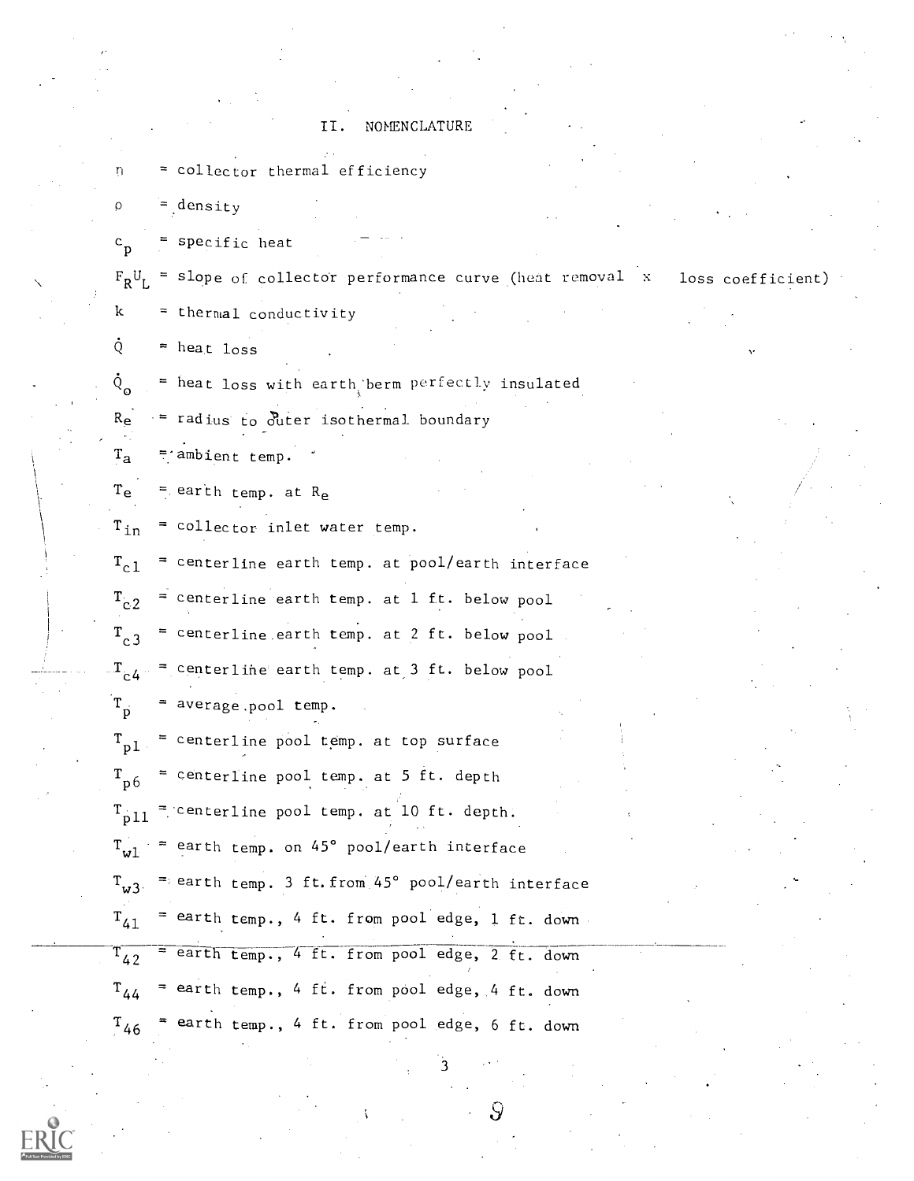## II. NOMENCLATURE

$\eta$ = collector thermal efficiency

$\rho$ = density

$c_p$ = specific heat

$F_R U_L$ = slope of collector performance curve (heat removal x loss coefficient)

$k$ = thermal conductivity

$\dot{Q}$ = heat loss

$\dot{Q}_o$ = heat loss with earth berm perfectly insulated

$R_e$ = radius to outer isothermal boundary

$T_a$ = ambient temp.

$T_e$ = earth temp. at $R_e$

$T_{in}$ = collector inlet water temp.

$T_{c1}$ = centerline earth temp. at pool/earth interface

$T_{c2}$ = centerline earth temp. at 1 ft. below pool

$T_{c3}$ = centerline earth temp. at 2 ft. below pool

$T_{c4}$ = centerline earth temp. at 3 ft. below pool

$T_p$ = average pool temp.

$T_{p1}$ = centerline pool temp. at top surface

$T_{p6}$ = centerline pool temp. at 5 ft. depth

$T_{p11}$ = centerline pool temp. at 10 ft. depth.

$T_{w1}$ = earth temp. on 45° pool/earth interface

$T_{w3}$ = earth temp. 3 ft. from 45° pool/earth interface

$T_{41}$ = earth temp., 4 ft. from pool edge, 1 ft. down

$T_{42}$ = earth temp., 4 ft. from pool edge, 2 ft. down

$T_{44}$ = earth temp., 4 ft. from pool edge, 4 ft. down

$T_{46}$ = earth temp., 4 ft. from pool edge, 6 ft. down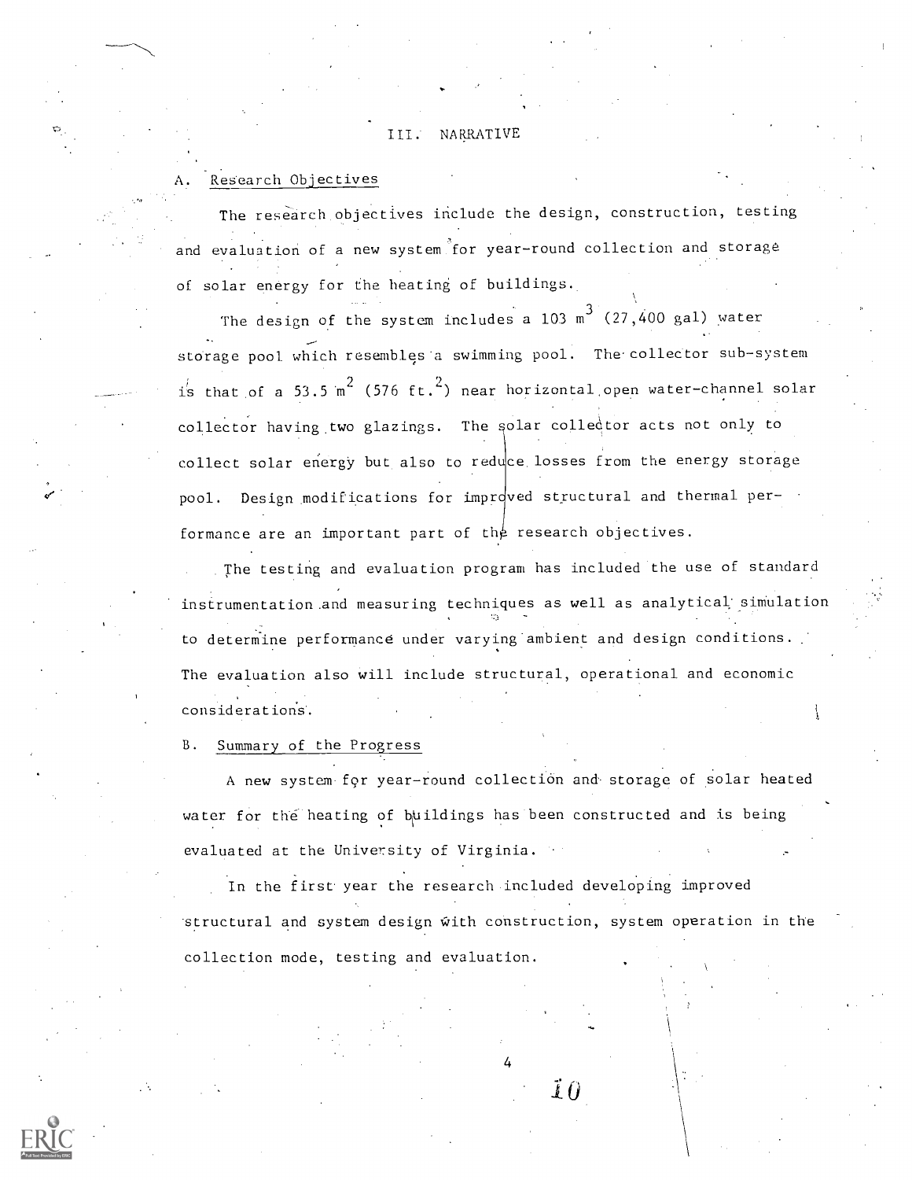## III. NARRATIVE

### A. Research Objectives

The research objectives include the design, construction, testing and evaluation of a new system for year-round collection and storage of solar energy for the heating of buildings.

The design of the system includes a 103 $m^3$ (27,400 gal) water storage pool which resembles a swimming pool. The collector sub-system is that of a 53.5 $m^2$ (576 $ft.^2$) near horizontal open water-channel solar collector having two glazings. The solar collector acts not only to collect solar energy but also to reduce losses from the energy storage pool. Design modifications for improved structural and thermal performance are an important part of the research objectives.

The testing and evaluation program has included the use of standard instrumentation and measuring techniques as well as analytical simulation to determine performance under varying ambient and design conditions. The evaluation also will include structural, operational and economic considerations.

### B. Summary of the Progress

A new system for year-round collection and storage of solar heated water for the heating of buildings has been constructed and is being evaluated at the University of Virginia.

In the first year the research included developing improved structural and system design with construction, system operation in the collection mode, testing and evaluation.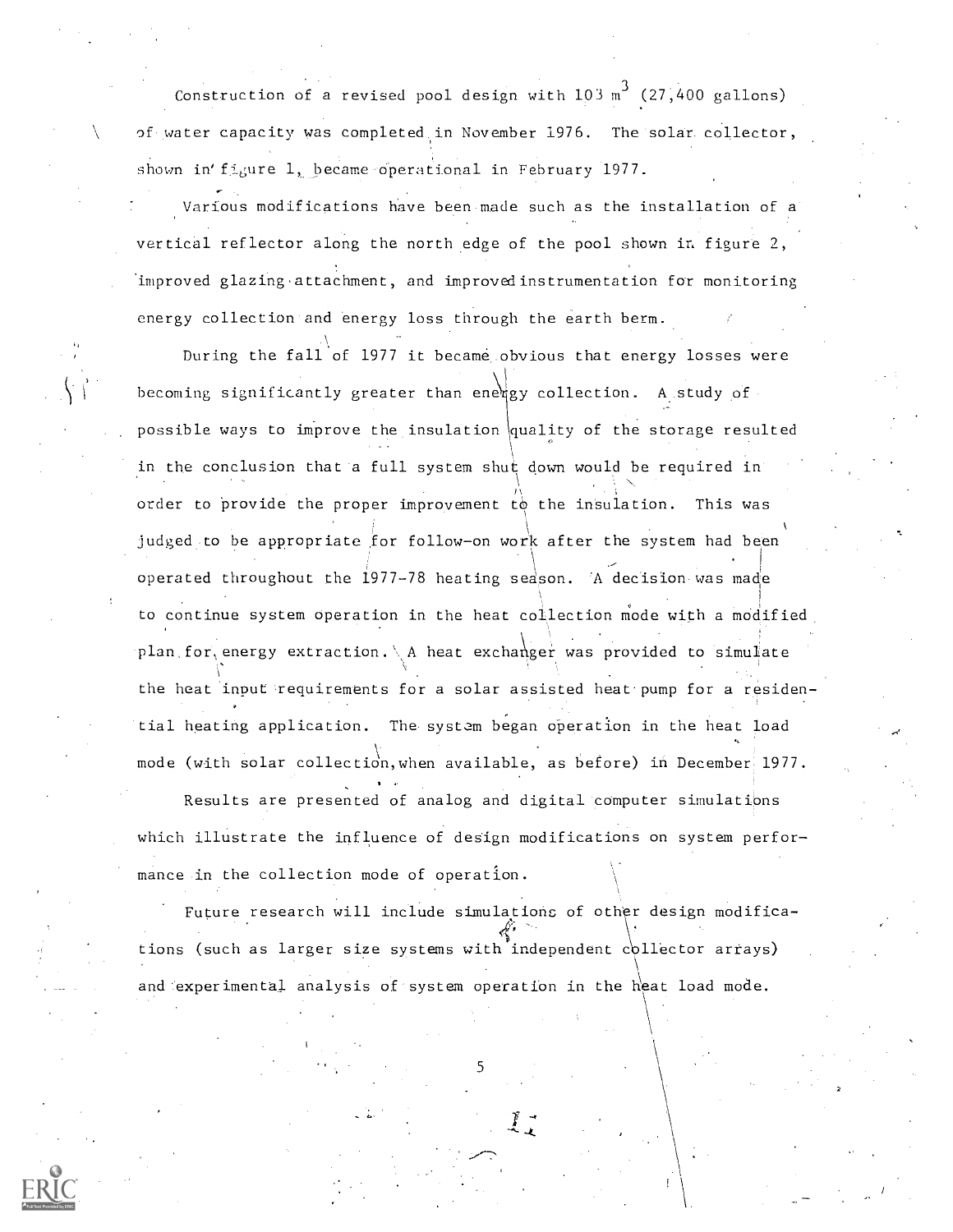Construction of a revised pool design with 103 $m^3$ (27,400 gallons) of water capacity was completed in November 1976. The solar collector, shown in figure 1, became operational in February 1977.

Various modifications have been made such as the installation of a vertical reflector along the north edge of the pool shown in figure 2, improved glazing attachment, and improved instrumentation for monitoring energy collection and energy loss through the earth berm.

During the fall of 1977 it became obvious that energy losses were becoming significantly greater than energy collection. A study of possible ways to improve the insulation quality of the storage resulted in the conclusion that a full system shut down would be required in order to provide the proper improvement to the insulation. This was judged to be appropriate for follow-on work after the system had been operated throughout the 1977-78 heating season. A decision was made to continue system operation in the heat collection mode with a modified plan for energy extraction. A heat exchanger was provided to simulate the heat input requirements for a solar assisted heat pump for a residential heating application. The system began operation in the heat load mode (with solar collection, when available, as before) in December 1977.

Results are presented of analog and digital computer simulations which illustrate the influence of design modifications on system performance in the collection mode of operation.

Future research will include simulations of other design modifications (such as larger size systems with independent collector arrays) and experimental analysis of system operation in the heat load mode.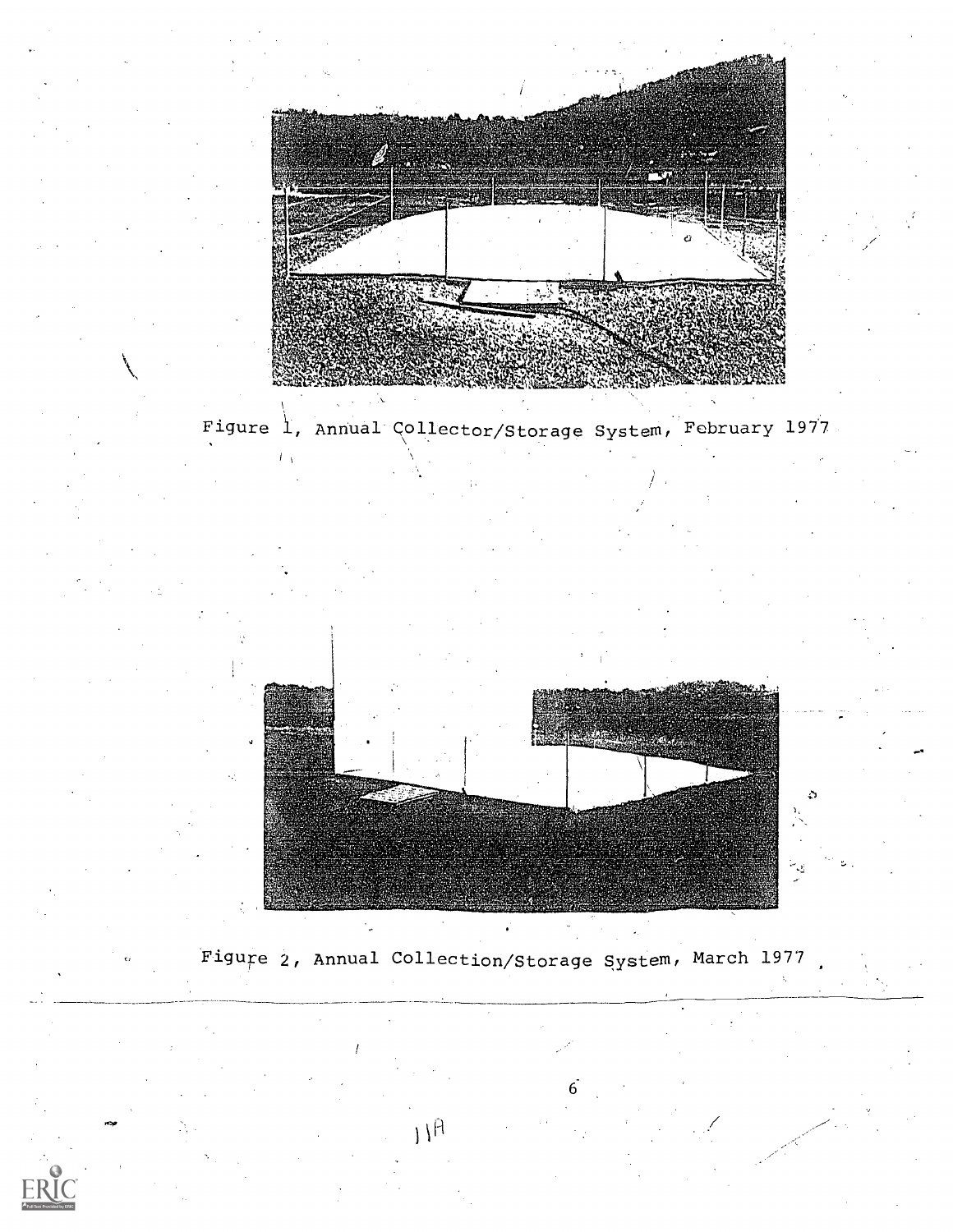Figure 1, Annual Collector/Storage System, February 1977

Figure 2, Annual Collection/Storage System, March 1977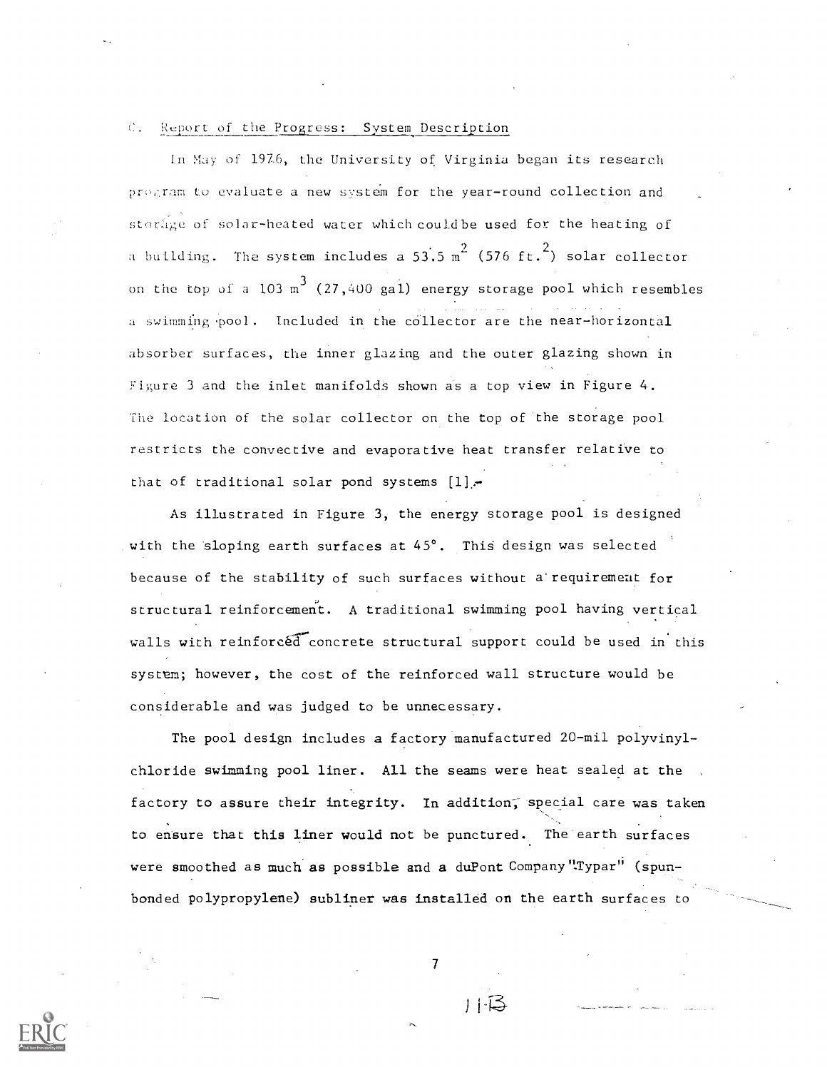## C. Report of the Progress: System Description

In May of 1976, the University of Virginia began its research program to evaluate a new system for the year-round collection and storage of solar-heated water which couldbe used for the heating of a building. The system includes a 53.5 $m^2$ (576 $ft.^2$) solar collector on the top of a 103 $m^3$ (27,400 gal) energy storage pool which resembles a swimming pool. Included in the collector are the near-horizontal absorber surfaces, the inner glazing and the outer glazing shown in Figure 3 and the inlet manifolds shown as a top view in Figure 4. The location of the solar collector on the top of the storage pool restricts the convective and evaporative heat transfer relative to that of traditional solar pond systems [1].

As illustrated in Figure 3, the energy storage pool is designed with the sloping earth surfaces at 45°. This design was selected because of the stability of such surfaces without a requirement for structural reinforcement. A traditional swimming pool having vertical walls with reinforced concrete structural support could be used in this system; however, the cost of the reinforced wall structure would be considerable and was judged to be unnecessary.

The pool design includes a factory manufactured 20-mil polyvinylchloride swimming pool liner. All the seams were heat sealed at the factory to assure their integrity. In addition, special care was taken to ensure that this liner would not be punctured. The earth surfaces were smoothed as much as possible and a duPont Company "Typar" (spun-bonded polypropylene) subliner was installed on the earth surfaces to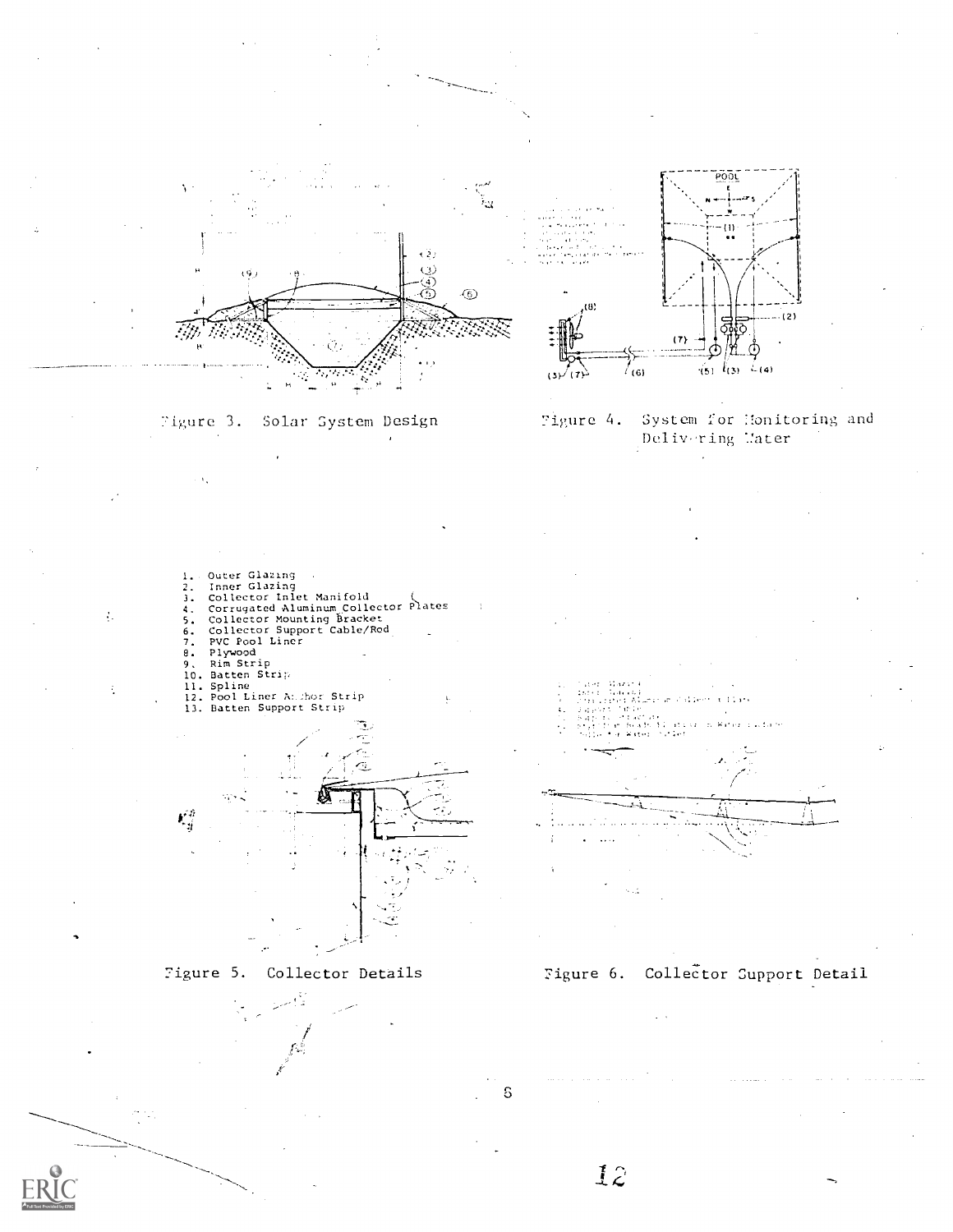Figure 3. Solar System Design

Figure 4. System for Monitoring and Delivering Water

1. Outer Glazing
2. Inner Glazing
3. Collector Inlet Manifold
4. Corrugated Aluminum Collector Plates
5. Collector Mounting Bracket
6. Collector Support Cable/Rod
7. PVC Pool Liner
8. Plywood
9. Rim Strip
10. Batten Strip
11. Spline
12. Pool Liner Anchor Strip
13. Batten Support Strip

Figure 5. Collector Details

Figure 6. Collector Support Detail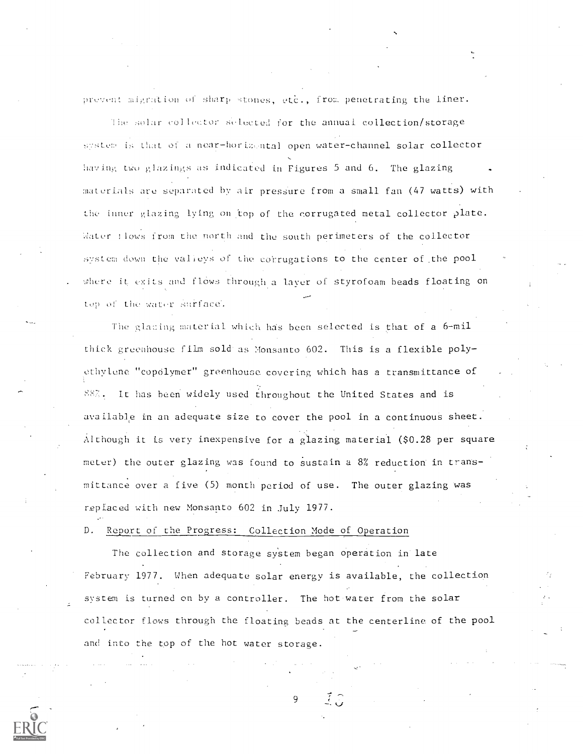prevent migration of sharp stones, etc., from penetrating the liner.

The solar collector selected for the annual collection/storage system is that of a near-horizontal open water-channel solar collector having two glazings as indicated in Figures 5 and 6. The glazing materials are separated by air pressure from a small fan (47 watts) with the inner glazing lying on top of the corrugated metal collector plate. Water flows from the north and the south perimeters of the collector system down the valleys of the corrugations to the center of the pool where it exits and flows through a layer of styrofoam beads floating on top of the water surface.

The glazing material which has been selected is that of a 6-mil thick greenhouse film sold as Monsanto 602. This is a flexible polyethylene "copolymer" greenhouse covering which has a transmittance of 88%. It has been widely used throughout the United States and is available in an adequate size to cover the pool in a continuous sheet. Although it is very inexpensive for a glazing material ($0.28 per square meter) the outer glazing was found to sustain a 8% reduction in transmittance over a five (5) month period of use. The outer glazing was replaced with new Monsanto 602 in July 1977.

D. Report of the Progress: Collection Mode of Operation

The collection and storage system began operation in late February 1977. When adequate solar energy is available, the collection system is turned on by a controller. The hot water from the solar collector flows through the floating beads at the centerline of the pool and into the top of the hot water storage.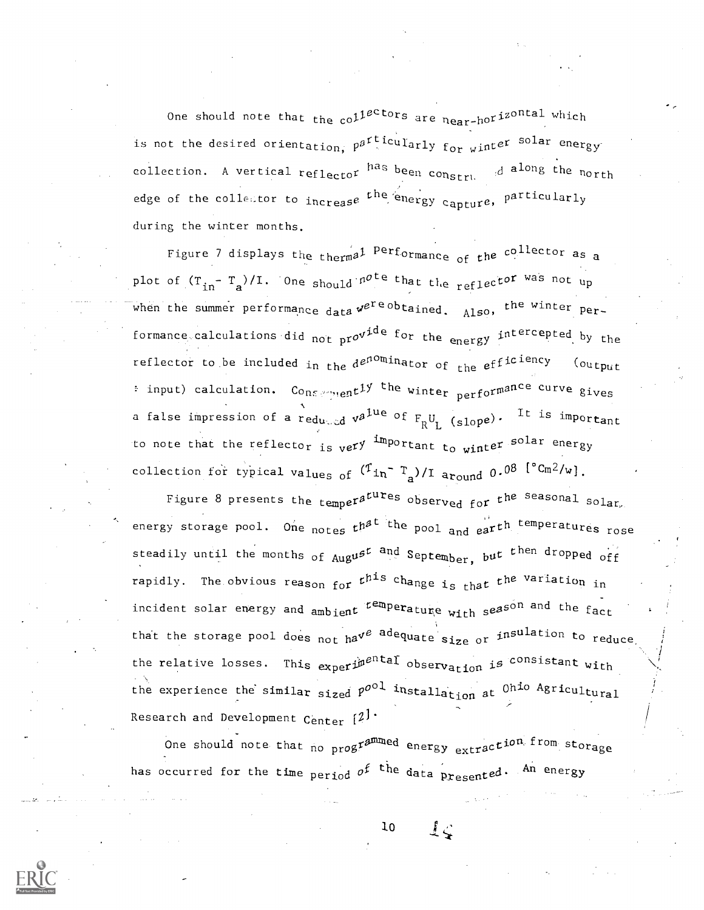One should note that the collectors are near-horizontal which is not the desired orientation, particularly for winter solar energy collection. A vertical reflector has been constructed along the north edge of the collector to increase the energy capture, particularly during the winter months.

Figure 7 displays the thermal performance of the collector as a plot of $(T_{in} - T_a)/I$. One should note that the reflector was not up when the summer performance data were obtained. Also, the winter performance calculations did not provide for the energy intercepted by the reflector to be included in the denominator of the efficiency (output ÷ input) calculation. Consequently the winter performance curve gives a false impression of a reduced value of $F_R U_L$ (slope). It is important to note that the reflector is very important to winter solar energy collection for typical values of $(T_{in} - T_a)/I$ around 0.08 [$°Cm^2/w$].

Figure 8 presents the temperatures observed for the seasonal solar energy storage pool. One notes that the pool and earth temperatures rose steadily until the months of August and September, but then dropped off rapidly. The obvious reason for this change is that the variation in incident solar energy and ambient temperature with season and the fact that the storage pool does not have adequate size or insulation to reduce the relative losses. This experimental observation is consistant with the experience the similar sized pool installation at Ohio Agricultural Research and Development Center [2].

One should note that no programmed energy extraction from storage has occurred for the time period of the data presented. An energy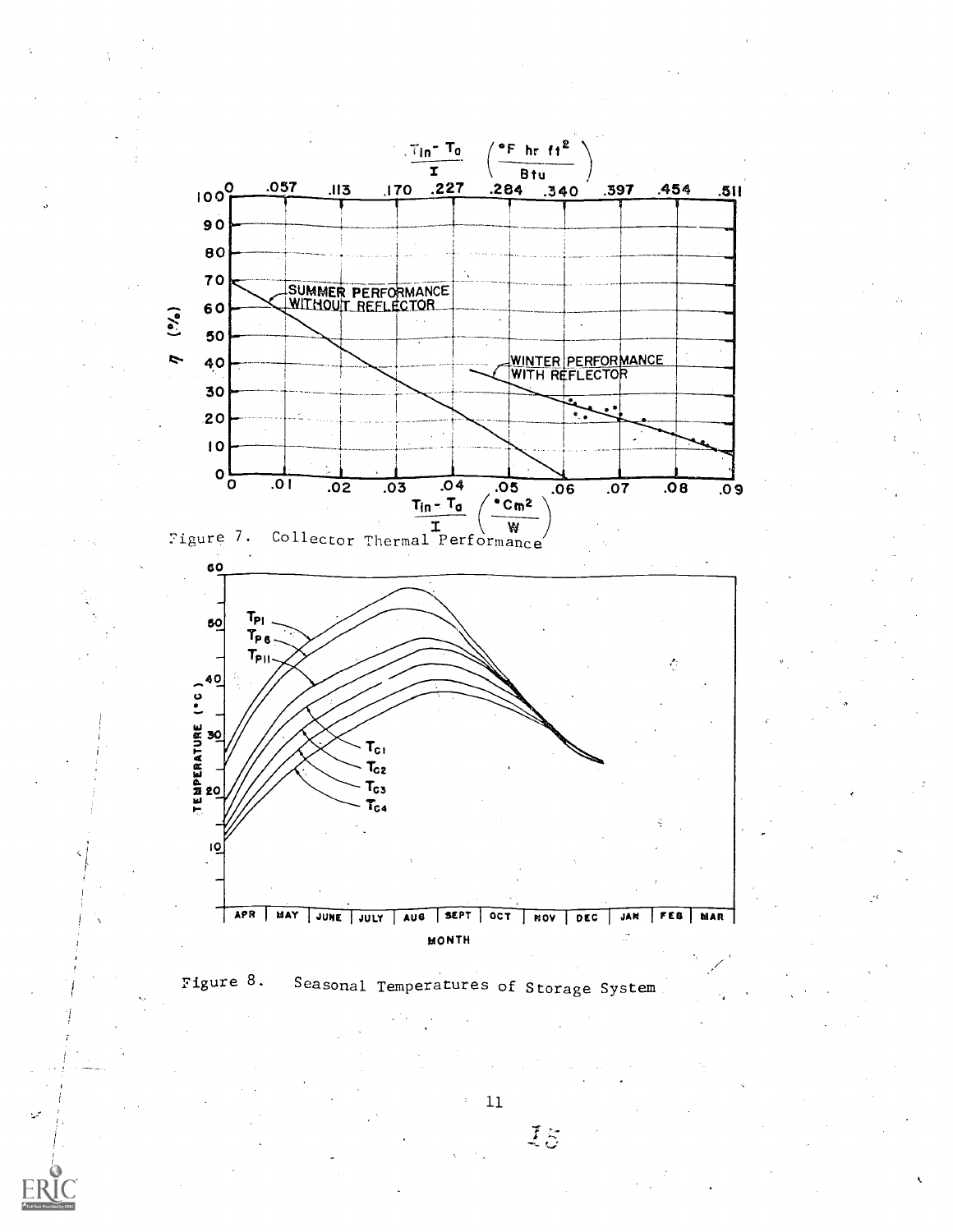Figure 7. Collector Thermal Performance

Figure 8. Seasonal Temperatures of Storage System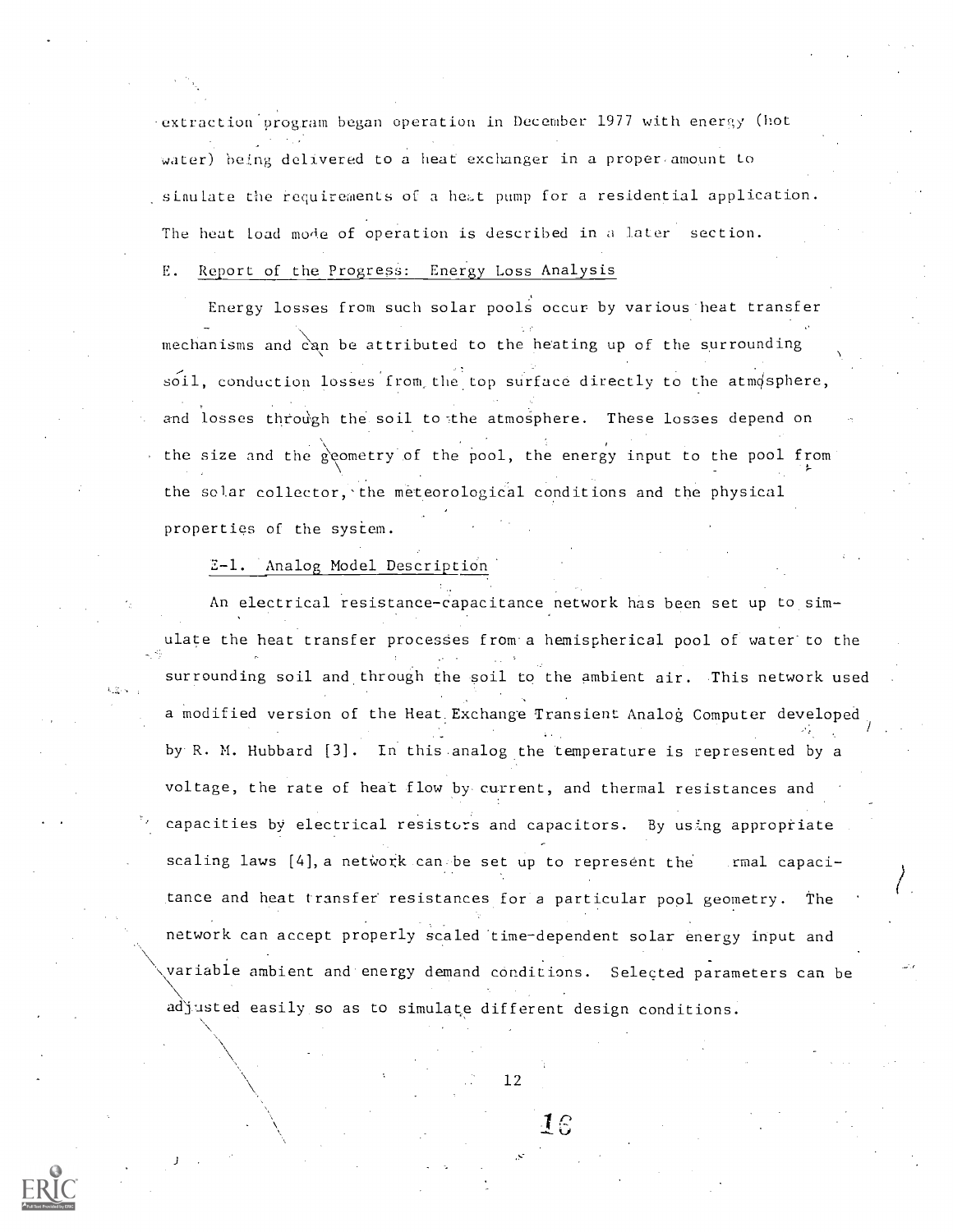extraction program began operation in December 1977 with energy (hot water) being delivered to a heat exchanger in a proper amount to simulate the requirements of a heat pump for a residential application. The heat load mode of operation is described in a later section.

## E. Report of the Progress: Energy Loss Analysis

Energy losses from such solar pools occur by various heat transfer mechanisms and can be attributed to the heating up of the surrounding soil, conduction losses from the top surface directly to the atmosphere, and losses through the soil to the atmosphere. These losses depend on the size and the geometry of the pool, the energy input to the pool from the solar collector, the meteorological conditions and the physical properties of the system.

### E-1. Analog Model Description

An electrical resistance-capacitance network has been set up to simulate the heat transfer processes from a hemispherical pool of water to the surrounding soil and through the soil to the ambient air. This network used a modified version of the Heat Exchange Transient Analog Computer developed by R. M. Hubbard [3]. In this analog the temperature is represented by a voltage, the rate of heat flow by current, and thermal resistances and capacities by electrical resistors and capacitors. By using appropriate scaling laws [4], a network can be set up to represent the thermal capacitance and heat transfer resistances for a particular pool geometry. The network can accept properly scaled time-dependent solar energy input and variable ambient and energy demand conditions. Selected parameters can be adjusted easily so as to simulate different design conditions.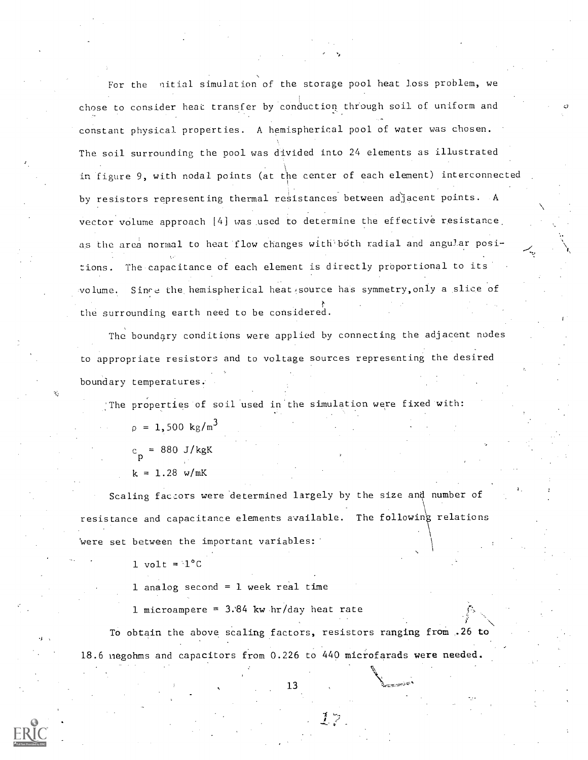For the initial simulation of the storage pool heat loss problem, we chose to consider heat transfer by conduction through soil of uniform and constant physical properties. A hemispherical pool of water was chosen. The soil surrounding the pool was divided into 24 elements as illustrated in figure 9, with nodal points (at the center of each element) interconnected by resistors representing thermal resistances between adjacent points. A vector volume approach [4] was used to determine the effective resistance as the area normal to heat flow changes with both radial and angular positions. The capacitance of each element is directly proportional to its volume. Since the hemispherical heat source has symmetry, only a slice of the surrounding earth need to be considered.

The boundary conditions were applied by connecting the adjacent nodes to appropriate resistors and to voltage sources representing the desired boundary temperatures.

The properties of soil used in the simulation were fixed with:

$\rho = 1{,}500 \text{ kg/m}^3$

$c_p = 880 \text{ J/kgK}$

$k = 1.28 \text{ w/mK}$

Scaling factors were determined largely by the size and number of resistance and capacitance elements available. The following relations were set between the important variables:

1 volt = 1°C

1 analog second = 1 week real time

1 microampere = 3.84 kw hr/day heat rate

To obtain the above scaling factors, resistors ranging from .26 to 18.6 megohms and capacitors from 0.226 to 440 microfarads were needed.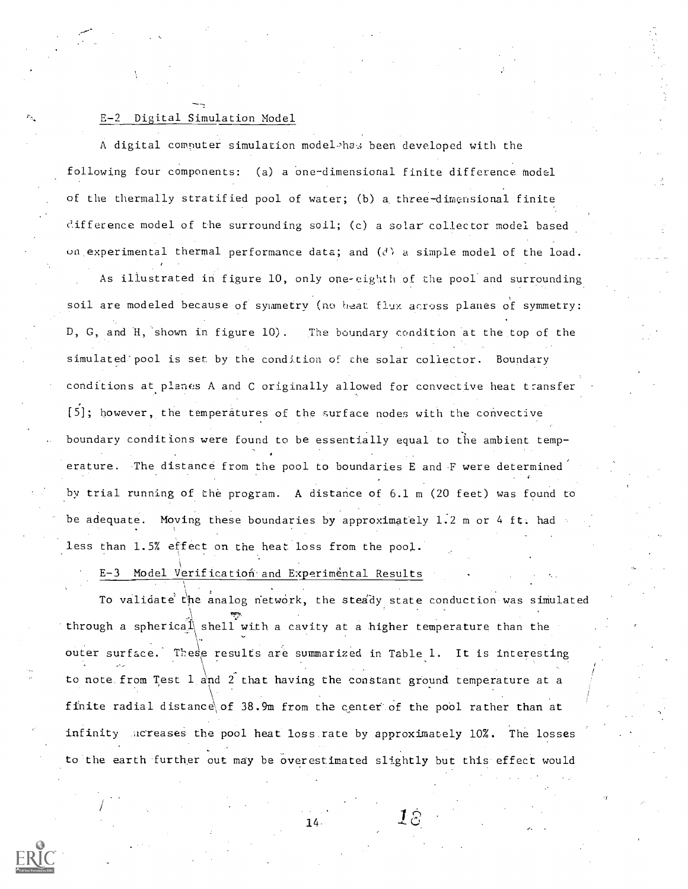## E-2 Digital Simulation Model

A digital computer simulation model has been developed with the following four components: (a) a one-dimensional finite difference model of the thermally stratified pool of water; (b) a three-dimensional finite difference model of the surrounding soil; (c) a solar collector model based on experimental thermal performance data; and (d) a simple model of the load.

As illustrated in figure 10, only one-eighth of the pool and surrounding soil are modeled because of symmetry (no heat flux across planes of symmetry: D, G, and H, shown in figure 10). The boundary condition at the top of the simulated pool is set by the condition of the solar collector. Boundary conditions at planes A and C originally allowed for convective heat transfer [5]; however, the temperatures of the surface nodes with the convective boundary conditions were found to be essentially equal to the ambient temperature. The distance from the pool to boundaries E and F were determined by trial running of the program. A distance of 6.1 m (20 feet) was found to be adequate. Moving these boundaries by approximately 1.2 m or 4 ft. had less than 1.5% effect on the heat loss from the pool.

## E-3 Model Verification and Experimental Results

To validate the analog network, the steady state conduction was simulated through a spherical shell with a cavity at a higher temperature than the outer surface. These results are summarized in Table 1. It is interesting to note from Test 1 and 2 that having the constant ground temperature at a finite radial distance of 38.9m from the center of the pool rather than at infinity increases the pool heat loss rate by approximately 10%. The losses to the earth further out may be overestimated slightly but this effect would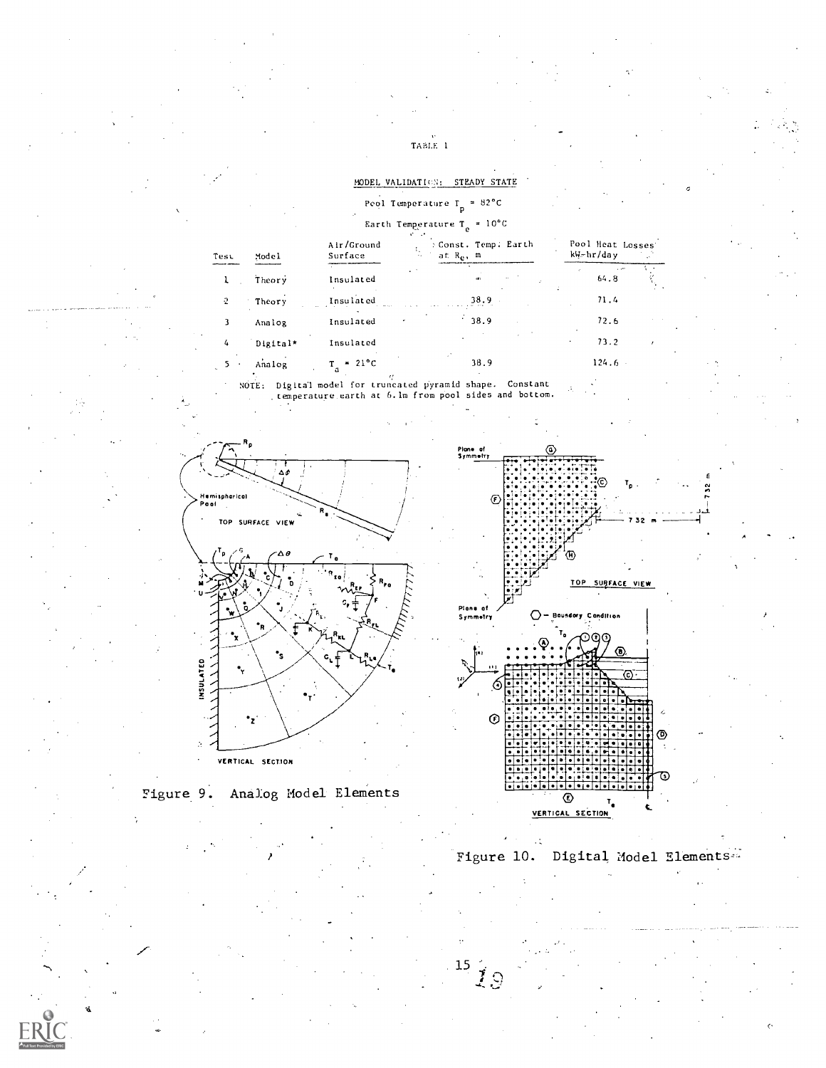TABLE 1

MODEL VALIDATION: STEADY STATE

Pool Temperature $T_p$ = 82°C

Earth Temperature $T_e$ = 10°C

| Test | Model | Air/Ground Surface | Const. Temp. Earth at $R_e$, m | Pool Heat Losses kW-hr/day |
|---|---|---|---|---|
| 1 | Theory | Insulated | ∞ | 64.8 |
| 2 | Theory | Insulated | 38.9 | 71.4 |
| 3 | Analog | Insulated | 38.9 | 72.6 |
| 4 | Digital* | Insulated | | 73.2 |
| 5 | Analog | $T_a$ = 21°C | 38.9 | 124.6 |

NOTE: Digital model for truncated pyramid shape. Constant temperature earth at 6.1m from pool sides and bottom.

Figure 9. Analog Model Elements

Figure 10. Digital Model Elements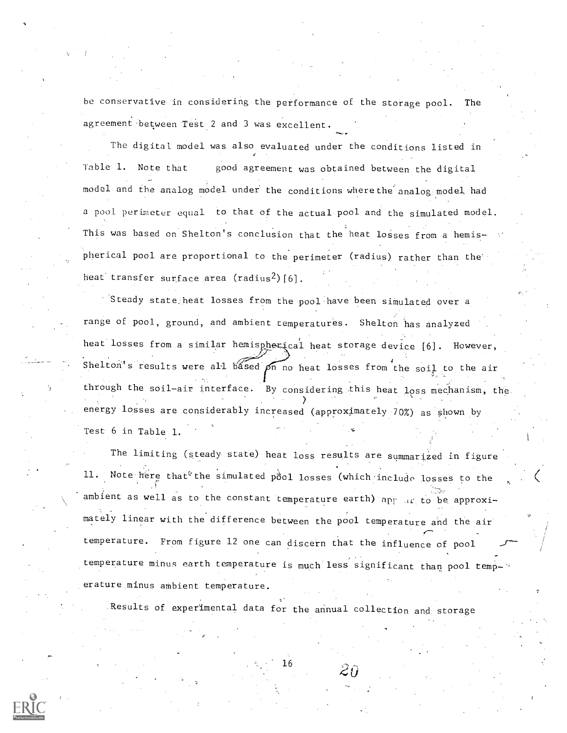be conservative in considering the performance of the storage pool. The agreement between Test 2 and 3 was excellent.

The digital model was also evaluated under the conditions listed in Table 1. Note that good agreement was obtained between the digital model and the analog model under the conditions where the analog model had a pool perimeter equal to that of the actual pool and the simulated model. This was based on Shelton's conclusion that the heat losses from a hemispherical pool are proportional to the perimeter (radius) rather than the heat transfer surface area (radius$^2$) [6].

Steady state heat losses from the pool have been simulated over a range of pool, ground, and ambient temperatures. Shelton has analyzed heat losses from a similar hemispherical heat storage device [6]. However, Shelton's results were all based on no heat losses from the soil to the air through the soil-air interface. By considering this heat loss mechanism, the energy losses are considerably increased (approximately 70%) as shown by Test 6 in Table 1.

The limiting (steady state) heat loss results are summarized in figure 11. Note here that the simulated pool losses (which include losses to the ambient as well as to the constant temperature earth) appear to be approximately linear with the difference between the pool temperature and the air temperature. From figure 12 one can discern that the influence of pool temperature minus earth temperature is much less significant than pool temperature minus ambient temperature.

Results of experimental data for the annual collection and storage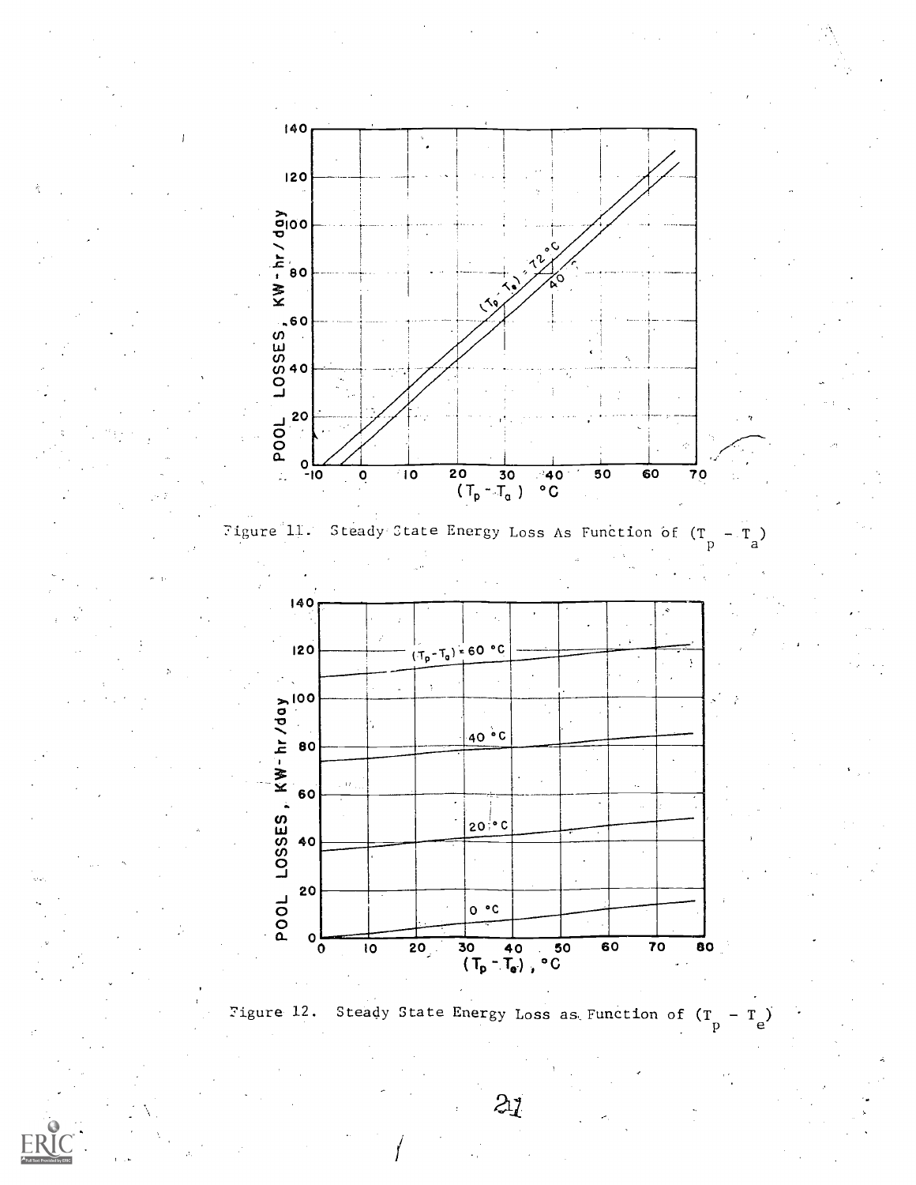Figure 11. Steady State Energy Loss As Function of $(T_p - T_a)$

Figure 12. Steady State Energy Loss as Function of $(T_p - T_e)$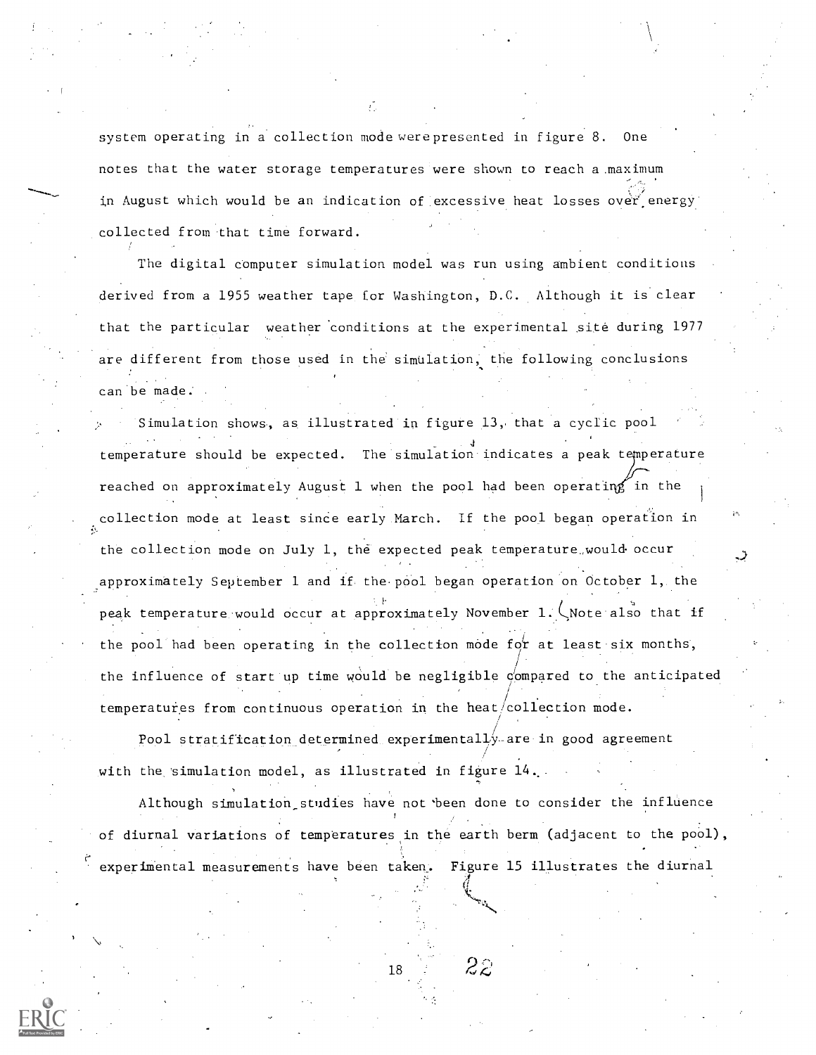system operating in a collection mode were presented in figure 8. One notes that the water storage temperatures were shown to reach a maximum in August which would be an indication of excessive heat losses over energy collected from that time forward.

The digital computer simulation model was run using ambient conditions derived from a 1955 weather tape for Washington, D.C. Although it is clear that the particular weather conditions at the experimental site during 1977 are different from those used in the simulation, the following conclusions can be made.

Simulation shows, as illustrated in figure 13, that a cyclic pool temperature should be expected. The simulation indicates a peak temperature reached on approximately August 1 when the pool had been operating in the collection mode at least since early March. If the pool began operation in the collection mode on July 1, the expected peak temperature would occur approximately September 1 and if the pool began operation on October 1, the peak temperature would occur at approximately November 1. (Note also that if the pool had been operating in the collection mode for at least six months, the influence of start up time would be negligible compared to the anticipated temperatures from continuous operation in the heat collection mode.

Pool stratification determined experimentally are in good agreement with the simulation model, as illustrated in figure 14.

Although simulation studies have not been done to consider the influence of diurnal variations of temperatures in the earth berm (adjacent to the pool), experimental measurements have been taken. Figure 15 illustrates the diurnal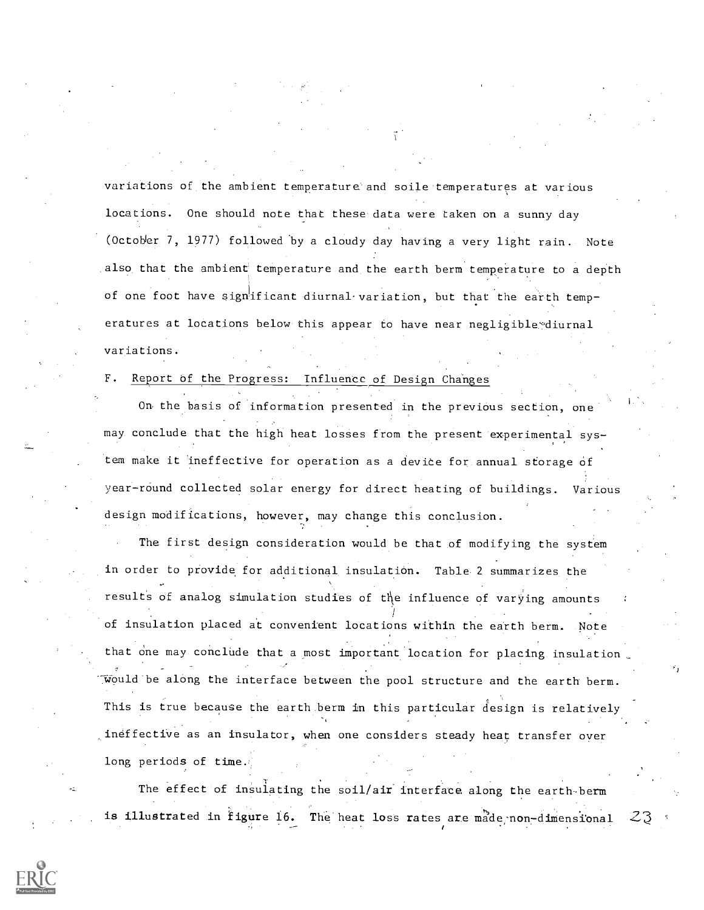variations of the ambient temperature and soile temperatures at various locations. One should note that these data were taken on a sunny day (October 7, 1977) followed by a cloudy day having a very light rain. Note also that the ambient temperature and the earth berm temperature to a depth of one foot have significant diurnal variation, but that the earth temperatures at locations below this appear to have near negligible diurnal variations.

F. Report of the Progress: Influencc of Design Changes

On the basis of information presented in the previous section, one may conclude that the high heat losses from the present experimental system make it ineffective for operation as a device for annual storage of year-round collected solar energy for direct heating of buildings. Various design modifications, however, may change this conclusion.

The first design consideration would be that of modifying the system in order to provide for additional insulation. Table 2 summarizes the results of analog simulation studies of the influence of varying amounts of insulation placed at convenient locations within the earth berm. Note that one may conclude that a most important location for placing insulation would be along the interface between the pool structure and the earth berm. This is true because the earth berm in this particular design is relatively ineffective as an insulator, when one considers steady heat transfer over long periods of time.

The effect of insulating the soil/air interface along the earth berm is illustrated in figure 16. The heat loss rates are made non-dimensional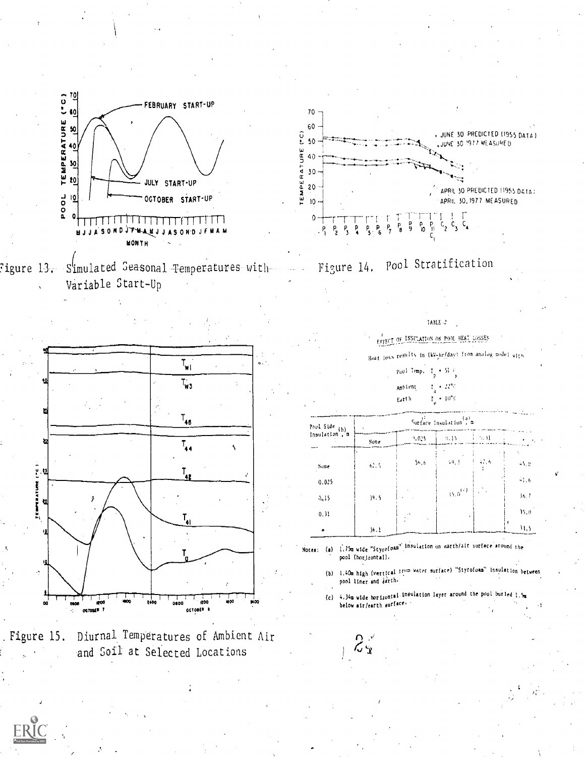Figure 13. Simulated Seasonal Temperatures with Variable Start-Up

Figure 14. Pool Stratification

Figure 15. Diurnal Temperatures of Ambient Air and Soil at Selected Locations

TABLE 2

EFFECT OF INSULATION ON POOL HEAT LOSSES

Heat loss results in (kW-hr/day) from analog model with

Pool Temp. $T_p$ = 51°C

Ambient $T_a$ = 22°C

Earth $T_e$ = 10°C

| Pool Side Insulation (b), m | Surface Insulation (a), m | | | | |
|---|---|---|---|---|---|
| | None | 0.025 | 0.15 | 0.31 | ∞ |
| None | 62.5 | 56.6 | 49.3 | 47.6 | 45.0 |
| 0.025 | | | | | 41.6 |
| 0.15 | 39.5 | | 35.0 (c) | | 36.2 |
| 0.31 | | | | | 35.0 |
| ∞ | 36.1 | | | | 33.5 |

Notes: (a) 1.75m wide "Styrofoam" insulation on earth/air surface around the pool (horizontal).

(b) 1.40m high (vertical from water surface) "Styrofoam" insulation between pool liner and earth.

(c) 4.34m wide horizontal insulation layer around the pool buried 1.5m below air/earth surface.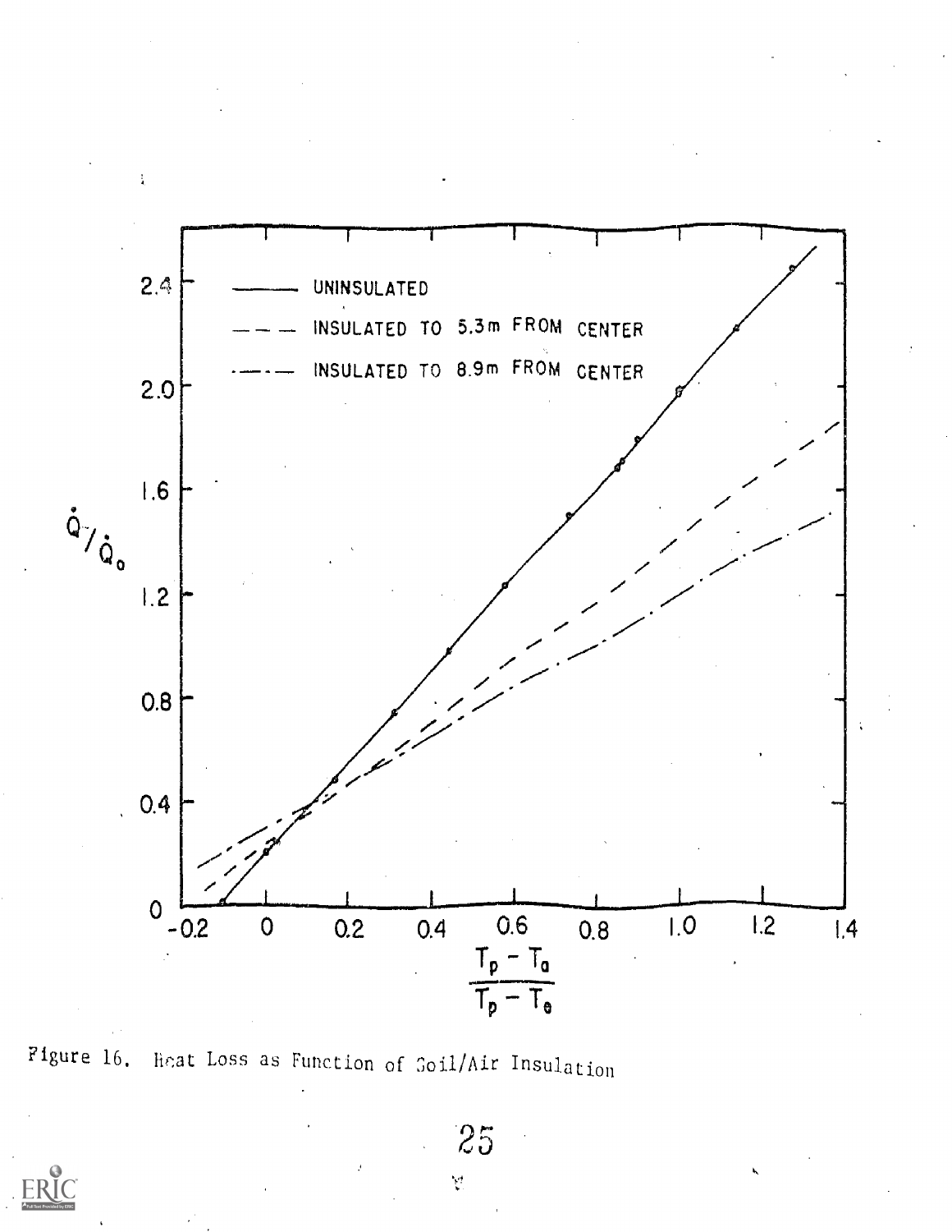Figure 16. Heat Loss as Function of Soil/Air Insulation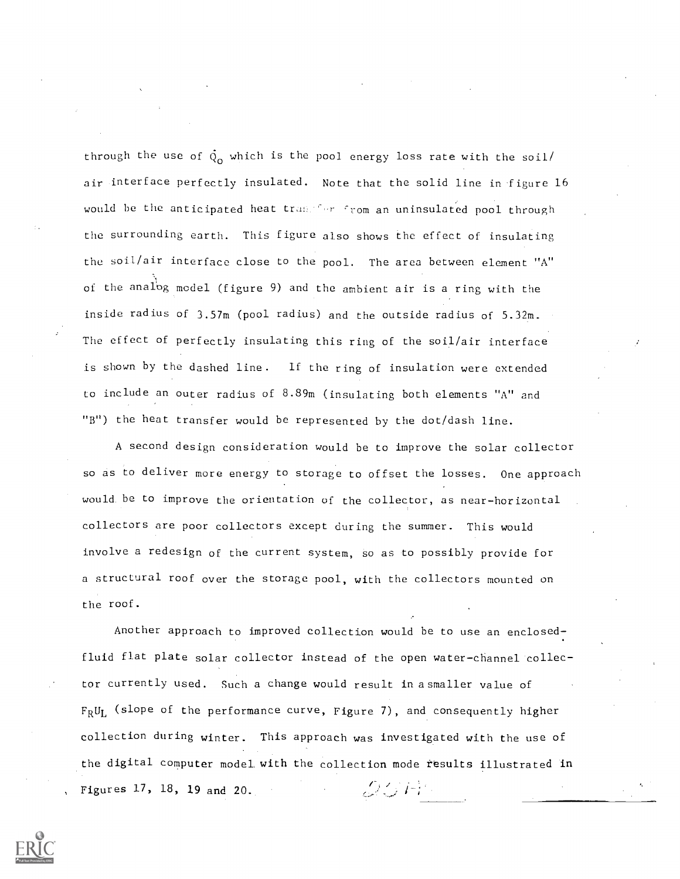through the use of $\dot{Q}_o$ which is the pool energy loss rate with the soil/air interface perfectly insulated. Note that the solid line in figure 16 would be the anticipated heat transfer from an uninsulated pool through the surrounding earth. This figure also shows the effect of insulating the soil/air interface close to the pool. The area between element "A" of the analog model (figure 9) and the ambient air is a ring with the inside radius of 3.57m (pool radius) and the outside radius of 5.32m. The effect of perfectly insulating this ring of the soil/air interface is shown by the dashed line. If the ring of insulation were extended to include an outer radius of 8.89m (insulating both elements "A" and "B") the heat transfer would be represented by the dot/dash line.

A second design consideration would be to improve the solar collector so as to deliver more energy to storage to offset the losses. One approach would be to improve the orientation of the collector, as near-horizontal collectors are poor collectors except during the summer. This would involve a redesign of the current system, so as to possibly provide for a structural roof over the storage pool, with the collectors mounted on the roof.

Another approach to improved collection would be to use an enclosed-fluid flat plate solar collector instead of the open water-channel collector currently used. Such a change would result in a smaller value of $F_R U_L$ (slope of the performance curve, Figure 7), and consequently higher collection during winter. This approach was investigated with the use of the digital computer model with the collection mode results illustrated in Figures 17, 18, 19 and 20.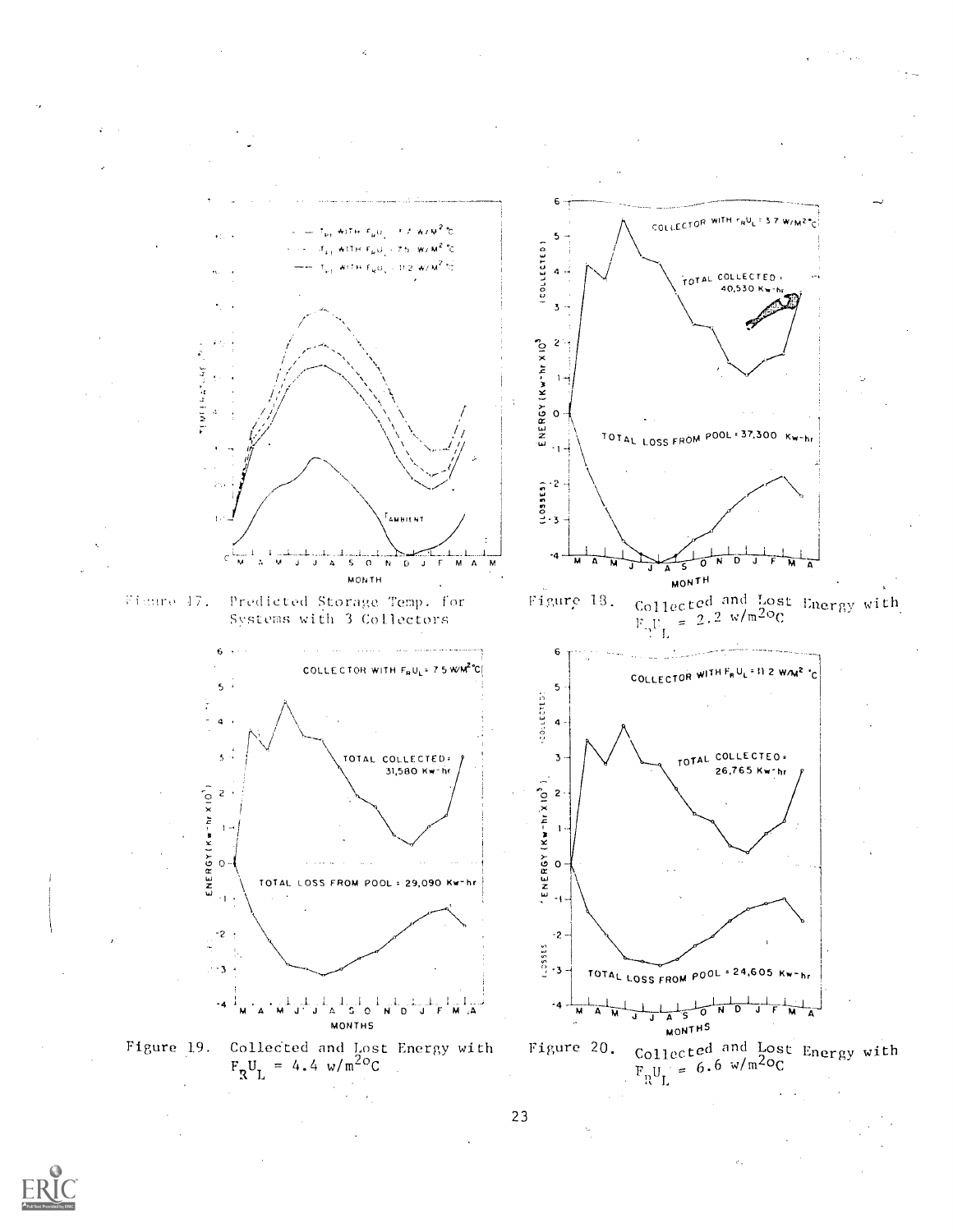Figure 17. Predicted Storage Temp. for Systems with 3 Collectors

Figure 18. Collected and Lost Energy with $F_R U_L = 2.2\ w/m^2 {}^oC$

Figure 19. Collected and Lost Energy with $F_R U_L = 4.4\ w/m^2 {}^oC$

Figure 20. Collected and Lost Energy with $F_R U_L = 6.6\ w/m^2 {}^oC$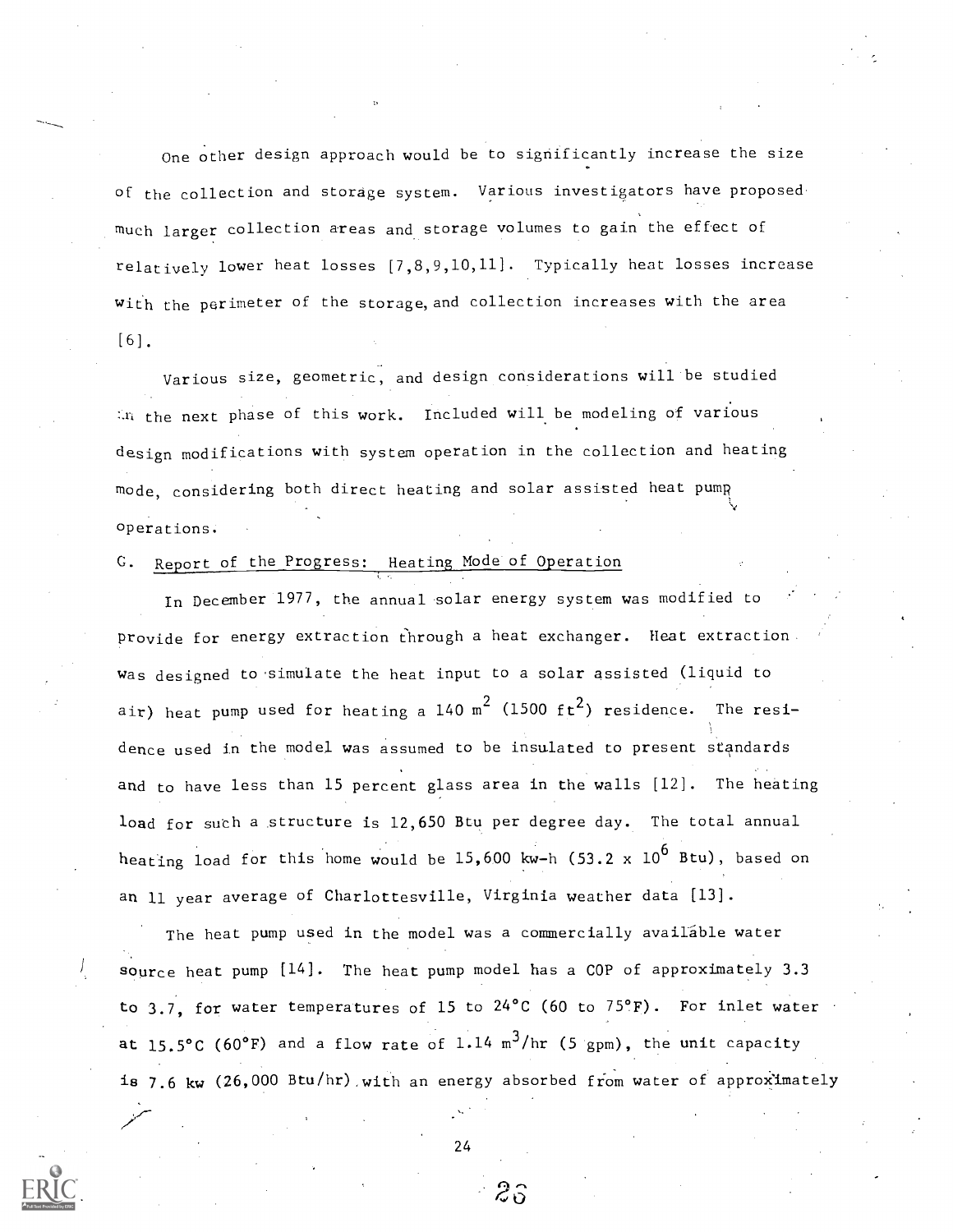One other design approach would be to significantly increase the size of the collection and storage system. Various investigators have proposed much larger collection areas and storage volumes to gain the effect of relatively lower heat losses [7,8,9,10,11]. Typically heat losses increase with the perimeter of the storage, and collection increases with the area [6].

Various size, geometric, and design considerations will be studied in the next phase of this work. Included will be modeling of various design modifications with system operation in the collection and heating mode, considering both direct heating and solar assisted heat pump operations.

## C. Report of the Progress: Heating Mode of Operation

In December 1977, the annual solar energy system was modified to provide for energy extraction through a heat exchanger. Heat extraction was designed to simulate the heat input to a solar assisted (liquid to air) heat pump used for heating a 140 $m^2$ (1500 $ft^2$) residence. The residence used in the model was assumed to be insulated to present standards and to have less than 15 percent glass area in the walls [12]. The heating load for such a structure is 12,650 Btu per degree day. The total annual heating load for this home would be 15,600 kw-h (53.2 x $10^6$ Btu), based on an 11 year average of Charlottesville, Virginia weather data [13].

The heat pump used in the model was a commercially available water source heat pump [14]. The heat pump model has a COP of approximately 3.3 to 3.7, for water temperatures of 15 to 24°C (60 to 75°F). For inlet water at 15.5°C (60°F) and a flow rate of 1.14 $m^3$/hr (5 gpm), the unit capacity is 7.6 kw (26,000 Btu/hr) with an energy absorbed from water of approximately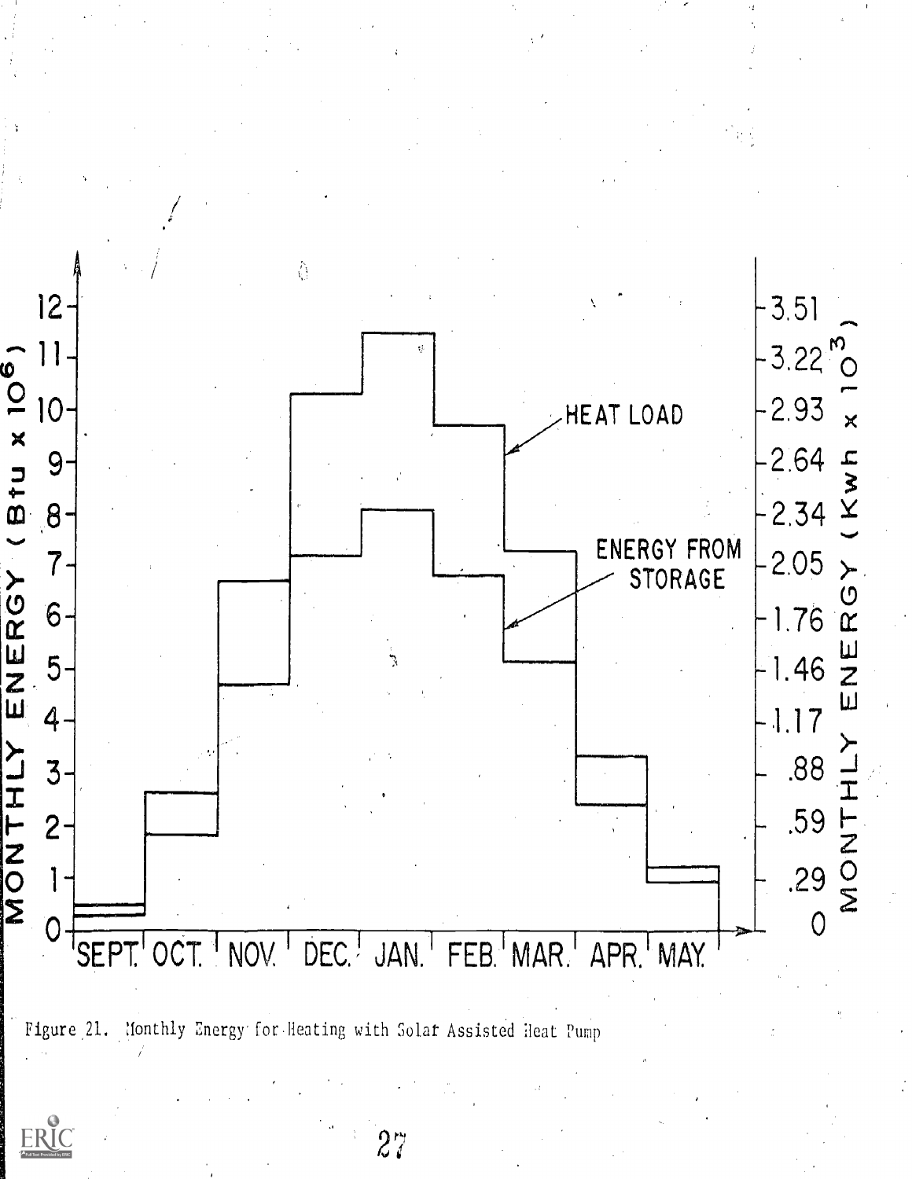Figure 21. Monthly Energy for Heating with Solar Assisted Heat Pump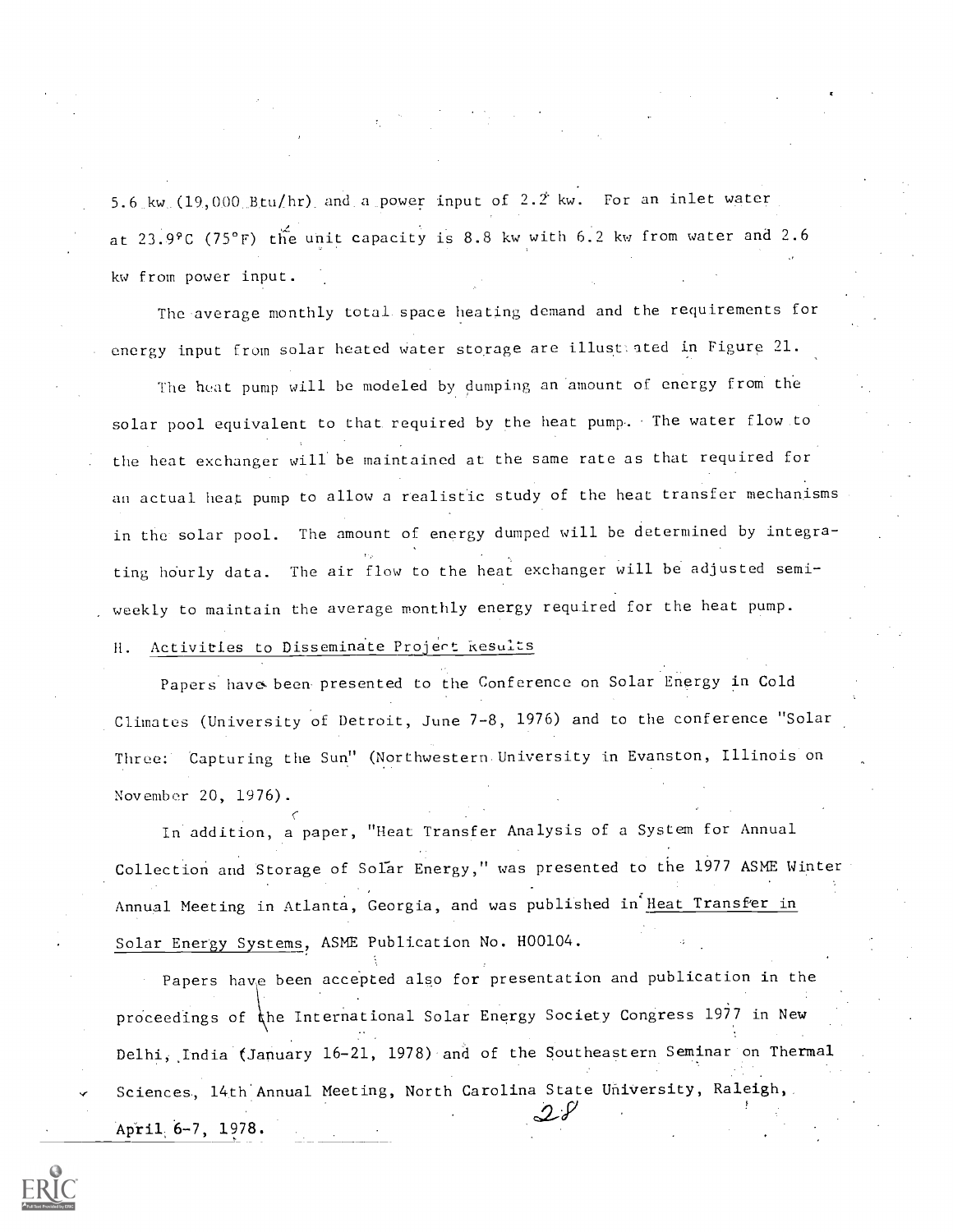5.6 kw (19,000 Btu/hr) and a power input of 2.2 kw. For an inlet water at 23.9°C (75°F) the unit capacity is 8.8 kw with 6.2 kw from water and 2.6 kw from power input.

The average monthly total space heating demand and the requirements for energy input from solar heated water storage are illustrated in Figure 21.

The heat pump will be modeled by dumping an amount of energy from the solar pool equivalent to that required by the heat pump. The water flow to the heat exchanger will be maintained at the same rate as that required for an actual heat pump to allow a realistic study of the heat transfer mechanisms in the solar pool. The amount of energy dumped will be determined by integrating hourly data. The air flow to the heat exchanger will be adjusted semi-weekly to maintain the average monthly energy required for the heat pump.

## H. Activities to Disseminate Project Results

Papers have been presented to the Conference on Solar Energy in Cold Climates (University of Detroit, June 7-8, 1976) and to the conference "Solar Three: Capturing the Sun" (Northwestern University in Evanston, Illinois on November 20, 1976).

In addition, a paper, "Heat Transfer Analysis of a System for Annual Collection and Storage of Solar Energy," was presented to the 1977 ASME Winter Annual Meeting in Atlanta, Georgia, and was published in Heat Transfer in Solar Energy Systems, ASME Publication No. H00104.

Papers have been accepted also for presentation and publication in the proceedings of the International Solar Energy Society Congress 1977 in New Delhi, India (January 16-21, 1978) and of the Southeastern Seminar on Thermal Sciences, 14th Annual Meeting, North Carolina State University, Raleigh, April 6-7, 1978.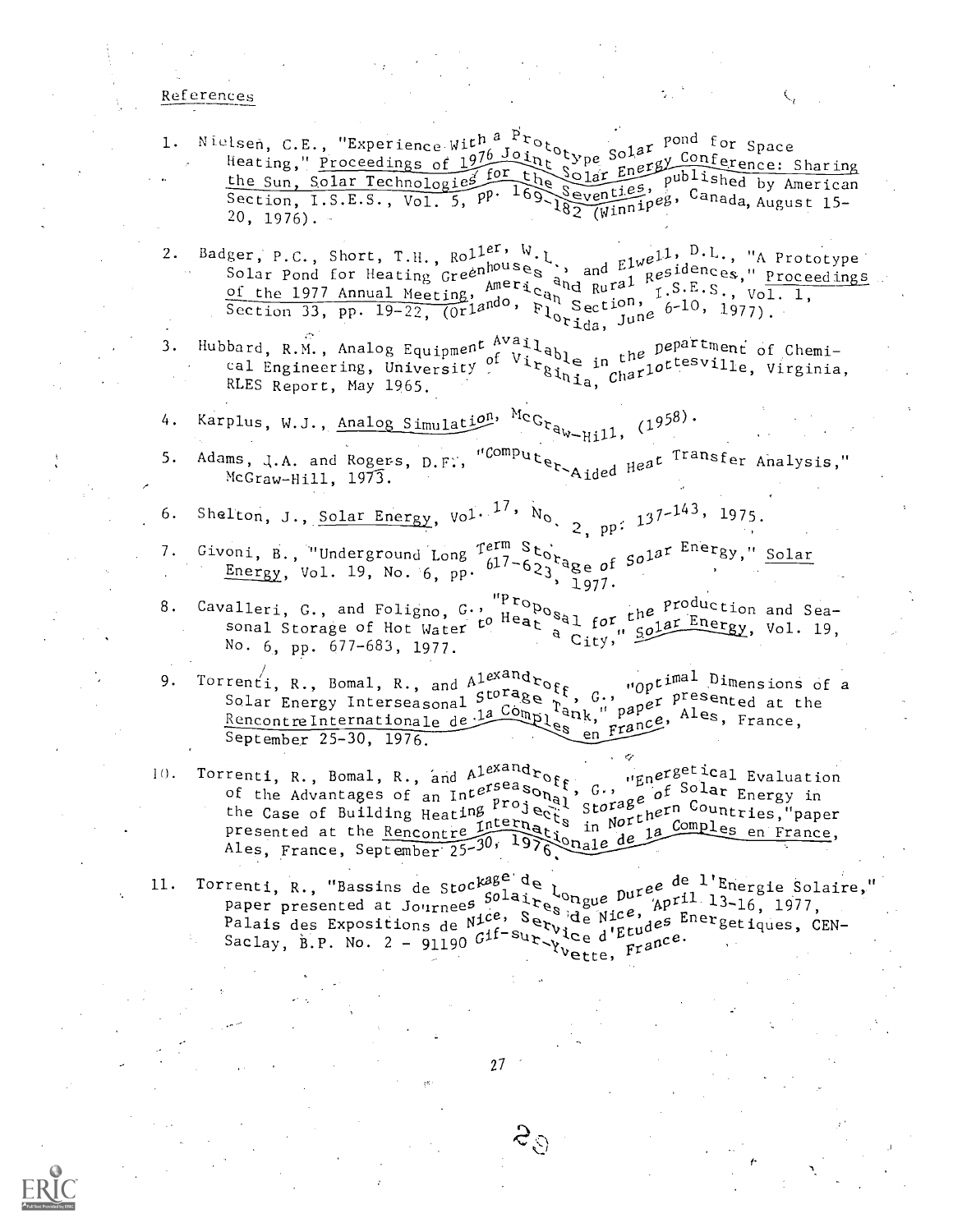## References

1. Nielsen, C.E., "Experience With a Prototype Solar Pond for Space Heating," Proceedings of 1976 Joint Solar Energy Conference: Sharing the Sun, Solar Technologies for the Seventies, published by American Section, I.S.E.S., Vol. 5, pp. 169-182 (Winnipeg, Canada, August 15-20, 1976).

2. Badger, P.C., Short, T.H., Roller, W.L., and Elwell, D.L., "A Prototype Solar Pond for Heating Greenhouses and Rural Residences," Proceedings of the 1977 Annual Meeting, American Section, I.S.E.S., Vol. 1, Section 33, pp. 19-22, (Orlando, Florida, June 6-10, 1977).

3. Hubbard, R.M., Analog Equipment Available in the Department of Chemical Engineering, University of Virginia, Charlottesville, Virginia, RLES Report, May 1965.

4. Karplus, W.J., Analog Simulation, McGraw-Hill, (1958).

5. Adams, J.A. and Rogers, D.F., "Computer-Aided Heat Transfer Analysis," McGraw-Hill, 1973.

6. Shelton, J., Solar Energy, Vol. 17, No. 2, pp. 137-143, 1975.

7. Givoni, B., "Underground Long Term Storage of Solar Energy," Solar Energy, Vol. 19, No. 6, pp. 617-623, 1977.

8. Cavalleri, G., and Foligno, G., "Proposal for the Production and Seasonal Storage of Hot Water to Heat a City," Solar Energy, Vol. 19, No. 6, pp. 677-683, 1977.

9. Torrenti, R., Bomal, R., and Alexandroff, G., "Optimal Dimensions of a Solar Energy Interseasonal Storage Tank," paper presented at the Rencontre Internationale de la Comples en France, Ales, France, September 25-30, 1976.

10. Torrenti, R., Bomal, R., and Alexandroff, G., "Energetical Evaluation of the Advantages of an Interseasonal Storage of Solar Energy in the Case of Building Heating Projects in Northern Countries," paper presented at the Rencontre Internationale de la Comples en France, Ales, France, September 25-30, 1976.

11. Torrenti, R., "Bassins de Stockage de Longue Duree de l'Energie Solaire," paper presented at Journees Solaires de Nice, April 13-16, 1977, Palais des Expositions de Nice, Service d'Etudes Energetiques, CEN-Saclay, B.P. No. 2 - 91190 Gif-sur-Yvette, France.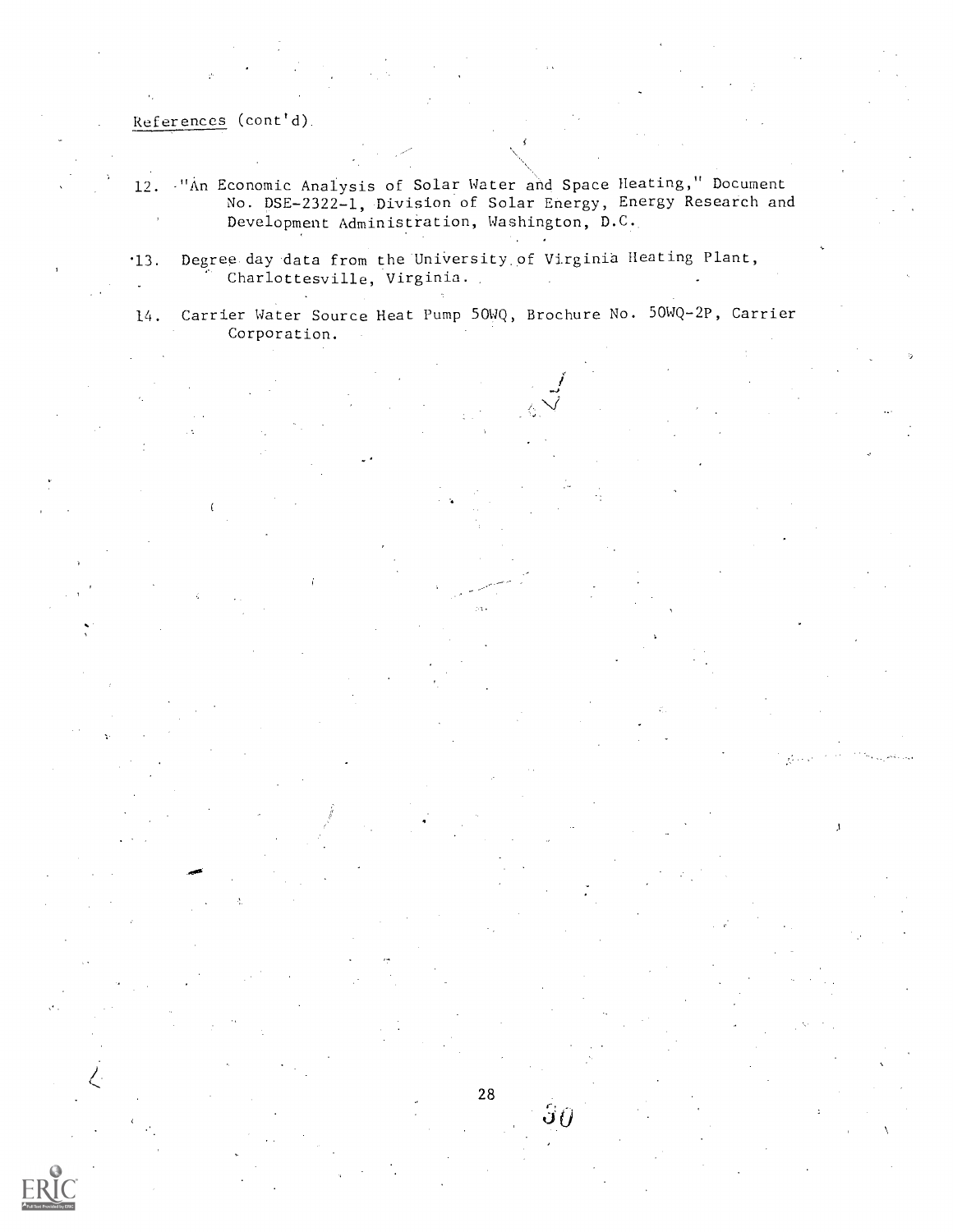References (cont'd)

12. "An Economic Analysis of Solar Water and Space Heating," Document No. DSE-2322-1, Division of Solar Energy, Energy Research and Development Administration, Washington, D.C.

13. Degree day data from the University of Virginia Heating Plant, Charlottesville, Virginia.

14. Carrier Water Source Heat Pump 50WQ, Brochure No. 50WQ-2P, Carrier Corporation.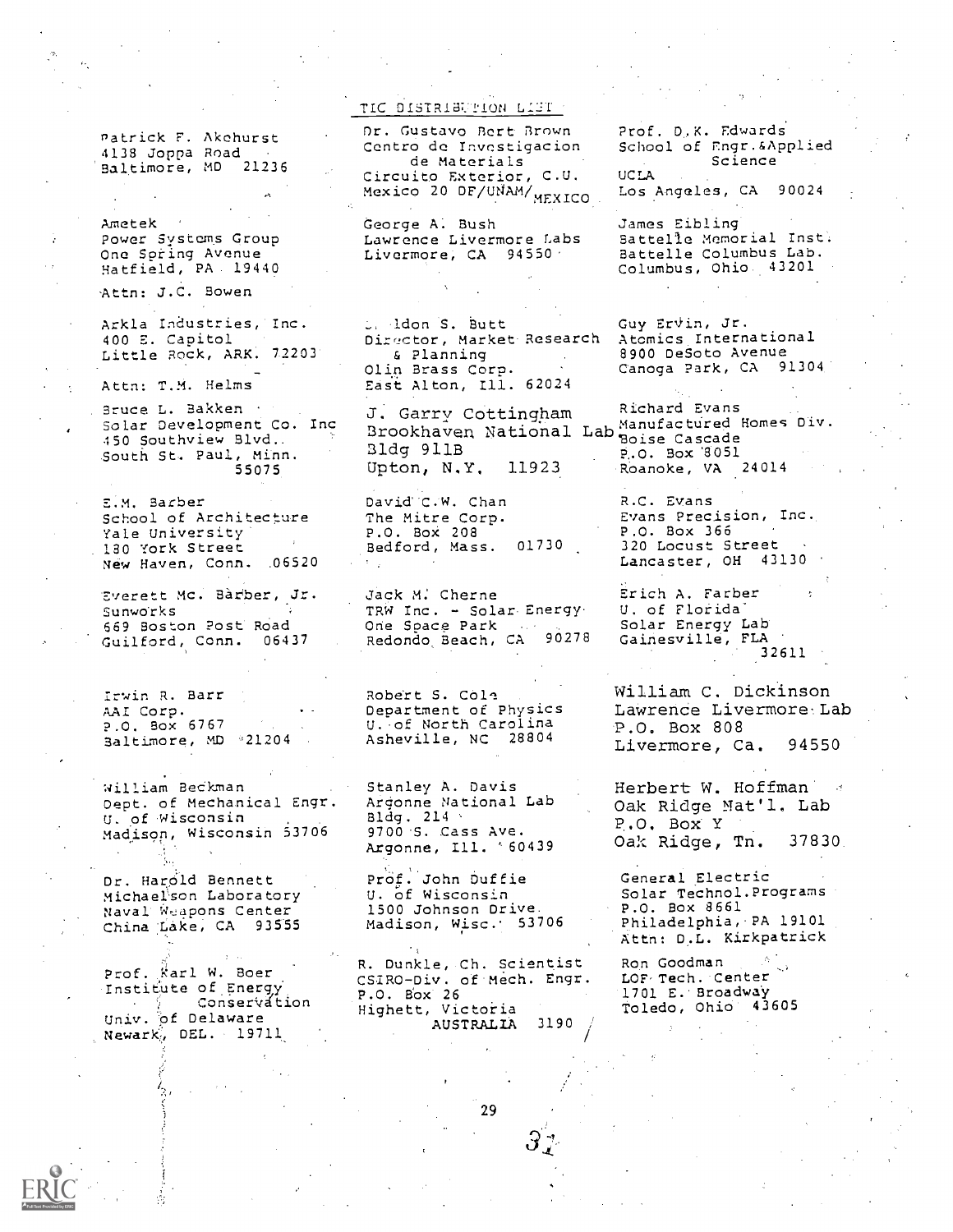## TIC DISTRIBUTION LIST

Patrick F. Akehurst
4138 Joppa Road
Baltimore, MD 21236

Ametek
Power Systems Group
One Spring Avenue
Hatfield, PA 19440
Attn: J.C. Bowen

Arkla Industries, Inc.
400 E. Capitol
Little Rock, ARK. 72203
Attn: T.M. Helms

Bruce L. Bakken
Solar Development Co. Inc
450 Southview Blvd.
South St. Paul, Minn.
55075

E.M. Barber
School of Architecture
Yale University
180 York Street
New Haven, Conn. 06520

Everett Mc. Barber, Jr.
Sunworks
669 Boston Post Road
Guilford, Conn. 06437

Irwin R. Barr
AAI Corp.
P.O. Box 6767
Baltimore, MD 21204

William Beckman
Dept. of Mechanical Engr.
U. of Wisconsin
Madison, Wisconsin 53706

Dr. Harold Bennett
Michaelson Laboratory
Naval Weapons Center
China Lake, CA 93555

Prof. Karl W. Boer
Institute of Energy
Conservation
Univ. of Delaware
Newark, DEL. 19711

Dr. Gustavo Bert Brown
Centro de Investigacion
de Materials
Circuito Exterior, C.U.
Mexico 20 DF/UNAM/MEXICO

George A. Bush
Lawrence Livermore Labs
Livermore, CA 94550

Sheldon S. Butt
Director, Market Research
& Planning
Olin Brass Corp.
East Alton, Ill. 62024

J. Garry Cottingham
Brookhaven National Lab
Bldg 911B
Upton, N.Y. 11923

David C.W. Chan
The Mitre Corp.
P.O. Box 208
Bedford, Mass. 01730

Jack M. Cherne
TRW Inc. - Solar Energy
One Space Park
Redondo Beach, CA 90278

Robert S. Cole
Department of Physics
U. of North Carolina
Asheville, NC 28804

Stanley A. Davis
Argonne National Lab
Bldg. 214
9700 S. Cass Ave.
Argonne, Ill. 60439

Prof. John Duffie
U. of Wisconsin
1500 Johnson Drive
Madison, Wisc. 53706

R. Dunkle, Ch. Scientist
CSIRO-Div. of Mech. Engr.
P.O. Box 26
Highett, Victoria
AUSTRALIA 3190

Prof. D.K. Edwards
School of Engr.&Applied
Science
UCLA
Los Angeles, CA 90024

James Eibling
Battelle Memorial Inst.
Battelle Columbus Lab.
Columbus, Ohio 43201

Guy Ervin, Jr.
Atomics International
8900 DeSoto Avenue
Canoga Park, CA 91304

Richard Evans
Manufactured Homes Div.
Boise Cascade
P.O. Box 8051
Roanoke, VA 24014

R.C. Evans
Evans Precision, Inc.
P.O. Box 366
320 Locust Street
Lancaster, OH 43130

Erich A. Farber
U. of Florida
Solar Energy Lab
Gainesville, FLA
32611

William C. Dickinson
Lawrence Livermore Lab
P.O. Box 808
Livermore, Ca. 94550

Herbert W. Hoffman
Oak Ridge Nat'l. Lab
P.O. Box Y
Oak Ridge, Tn. 37830

General Electric
Solar Technol.Programs
P.O. Box 8661
Philadelphia, PA 19101
Attn: D.L. Kirkpatrick

Ron Goodman
LOF Tech. Center
1701 E. Broadway
Toledo, Ohio 43605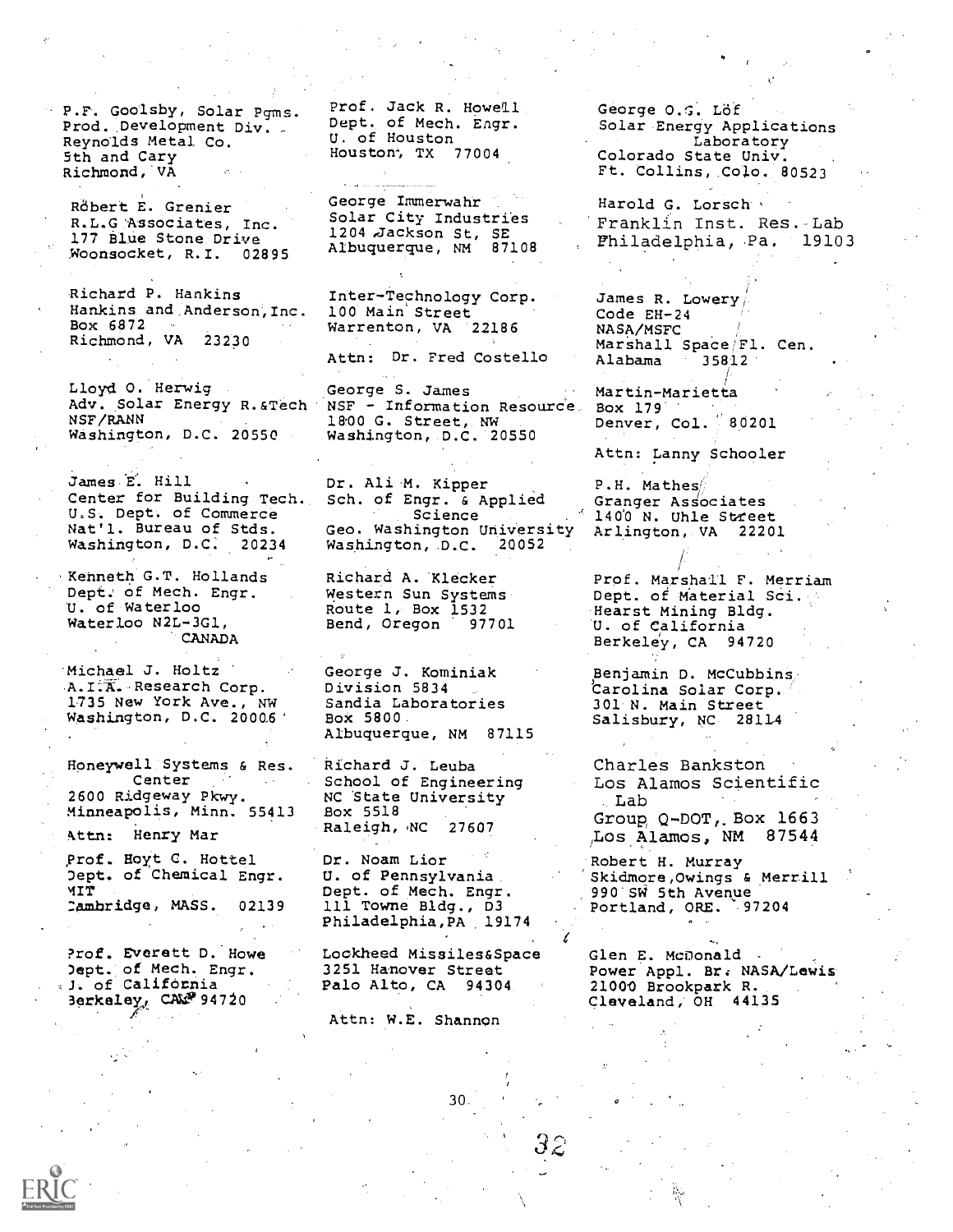P.F. Goolsby, Solar Pgms.
Prod. Development Div.
Reynolds Metal Co.
5th and Cary
Richmond, VA

Robert E. Grenier
R.L.G Associates, Inc.
177 Blue Stone Drive
Woonsocket, R.I. 02895

Richard P. Hankins
Hankins and Anderson, Inc.
Box 6872
Richmond, VA 23230

Lloyd O. Herwig
Adv. Solar Energy R.&Tech
NSF/RANN
Washington, D.C. 20550

James E. Hill
Center for Building Tech.
U.S. Dept. of Commerce
Nat'l. Bureau of Stds.
Washington, D.C. 20234

Kenneth G.T. Hollands
Dept. of Mech. Engr.
U. of Waterloo
Waterloo N2L-3G1,
CANADA

Michael J. Holtz
A.I.A. Research Corp.
1735 New York Ave., NW
Washington, D.C. 20006

Honeywell Systems & Res. Center
2600 Ridgeway Pkwy.
Minneapolis, Minn. 55413

Attn: Henry Mar

Prof. Hoyt C. Hottel
Dept. of Chemical Engr.
MIT
Cambridge, MASS. 02139

Prof. Everett D. Howe
Dept. of Mech. Engr.
U. of California
Berkeley, CA 94720

Prof. Jack R. Howell
Dept. of Mech. Engr.
U. of Houston
Houston, TX 77004

George Immerwahr
Solar City Industries
1204 Jackson St, SE
Albuquerque, NM 87108

Inter-Technology Corp.
100 Main Street
Warrenton, VA 22186

Attn: Dr. Fred Costello

George S. James
NSF - Information Resource
1800 G. Street, NW
Washington, D.C. 20550

Dr. Ali M. Kipper
Sch. of Engr. & Applied Science
Geo. Washington University
Washington, D.C. 20052

Richard A. Klecker
Western Sun Systems
Route 1, Box 1532
Bend, Oregon 97701

George J. Kominiak
Division 5834
Sandia Laboratories
Box 5800
Albuquerque, NM 87115

Richard J. Leuba
School of Engineering
NC State University
Box 5518
Raleigh, NC 27607

Dr. Noam Lior
U. of Pennsylvania
Dept. of Mech. Engr.
111 Towne Bldg., D3
Philadelphia, PA 19174

Lockheed Missiles&Space
3251 Hanover Street
Palo Alto, CA 94304

Attn: W.E. Shannon

George O.G. Löf
Solar Energy Applications Laboratory
Colorado State Univ.
Ft. Collins, Colo. 80523

Harold G. Lorsch
Franklin Inst. Res. Lab
Philadelphia, Pa. 19103

James R. Lowery
Code EH-24
NASA/MSFC
Marshall Space Fl. Cen.
Alabama 35812

Martin-Marietta
Box 179
Denver, Col. 80201

Attn: Lanny Schooler

P.H. Mathes
Granger Associates
1400 N. Uhle Street
Arlington, VA 22201

Prof. Marshall F. Merriam
Dept. of Material Sci.
Hearst Mining Bldg.
U. of California
Berkeley, CA 94720

Benjamin D. McCubbins
Carolina Solar Corp.
301 N. Main Street
Salisbury, NC 28114

Charles Bankston
Los Alamos Scientific Lab
Group Q-DOT, Box 1663
Los Alamos, NM 87544

Robert H. Murray
Skidmore, Owings & Merrill
990 SW 5th Avenue
Portland, ORE. 97204

Glen E. McDonald
Power Appl. Br. NASA/Lewis
21000 Brookpark R.
Cleveland, OH 44135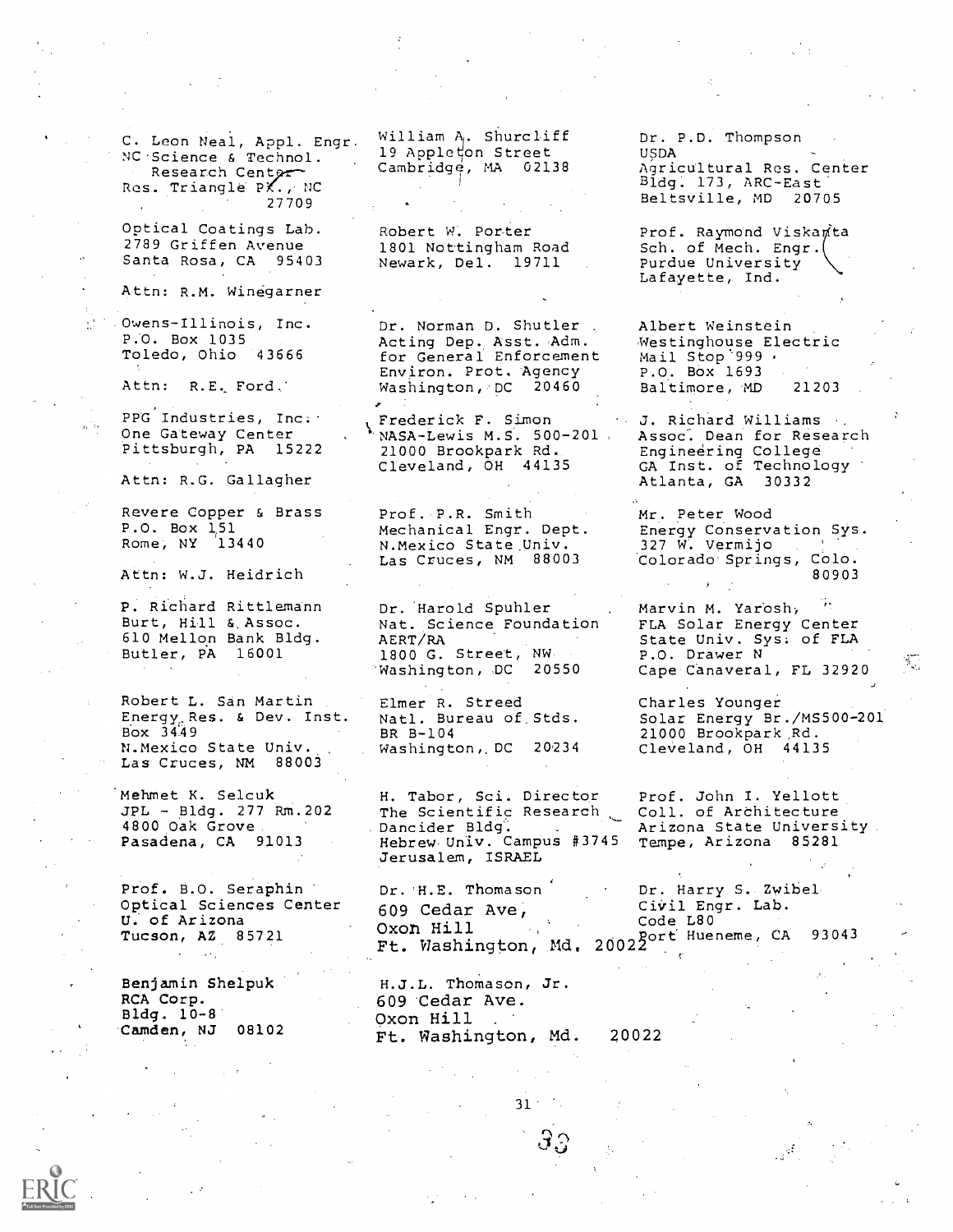C. Leon Neal, Appl. Engr.
NC Science & Technol.
Research Center
Res. Triangle Pk., NC
27709

Optical Coatings Lab.
2789 Griffen Avenue
Santa Rosa, CA 95403

Attn: R.M. Winegarner

Owens-Illinois, Inc.
P.O. Box 1035
Toledo, Ohio 43666

Attn: R.E. Ford

PPG Industries, Inc.
One Gateway Center
Pittsburgh, PA 15222

Attn: R.G. Gallagher

Revere Copper & Brass
P.O. Box 151
Rome, NY 13440

Attn: W.J. Heidrich

P. Richard Rittlemann
Burt, Hill & Assoc.
610 Mellon Bank Bldg.
Butler, PA 16001

Robert L. San Martin
Energy Res. & Dev. Inst.
Box 3449
N.Mexico State Univ.
Las Cruces, NM 88003

Mehmet K. Selcuk
JPL - Bldg. 277 Rm.202
4800 Oak Grove
Pasadena, CA 91013

Prof. B.O. Seraphin
Optical Sciences Center
U. of Arizona
Tucson, AZ 85721

Benjamin Shelpuk
RCA Corp.
Bldg. 10-8
Camden, NJ 08102

William A. Shurcliff
19 Appleton Street
Cambridge, MA 02138

Robert W. Porter
1801 Nottingham Road
Newark, Del. 19711

Dr. Norman D. Shutler
Acting Dep. Asst. Adm.
for General Enforcement
Environ. Prot. Agency
Washington, DC 20460

Frederick F. Simon
NASA-Lewis M.S. 500-201
21000 Brookpark Rd.
Cleveland, OH 44135

Prof. P.R. Smith
Mechanical Engr. Dept.
N.Mexico State Univ.
Las Cruces, NM 88003

Dr. Harold Spuhler
Nat. Science Foundation
AERT/RA
1800 G. Street, NW
Washington, DC 20550

Elmer R. Streed
Natl. Bureau of Stds.
BR B-104
Washington, DC 20234

H. Tabor, Sci. Director
The Scientific Research
Dancider Bldg.
Hebrew Univ. Campus #3745
Jerusalem, ISRAEL

Dr. H.E. Thomason
609 Cedar Ave,
Oxon Hill
Ft. Washington, Md. 20022

H.J.L. Thomason, Jr.
609 Cedar Ave.
Oxon Hill
Ft. Washington, Md. 20022

Dr. P.D. Thompson
USDA
Agricultural Res. Center
Bldg. 173, ARC-East
Beltsville, MD 20705

Prof. Raymond Viskanta
Sch. of Mech. Engr.
Purdue University
Lafayette, Ind.

Albert Weinstein
Westinghouse Electric
Mail Stop 999
P.O. Box 1693
Baltimore, MD 21203

J. Richard Williams
Assoc. Dean for Research
Engineering College
GA Inst. of Technology
Atlanta, GA 30332

Mr. Peter Wood
Energy Conservation Sys.
327 W. Vermijo
Colorado Springs, Colo.
80903

Marvin M. Yarosh,
FLA Solar Energy Center
State Univ. Sys. of FLA
P.O. Drawer N
Cape Canaveral, FL 32920

Charles Younger
Solar Energy Br./MS500-201
21000 Brookpark Rd.
Cleveland, OH 44135

Prof. John I. Yellott
Coll. of Architecture
Arizona State University
Tempe, Arizona 85281

Dr. Harry S. Zwibel
Civil Engr. Lab.
Code L80
Port Hueneme, CA 93043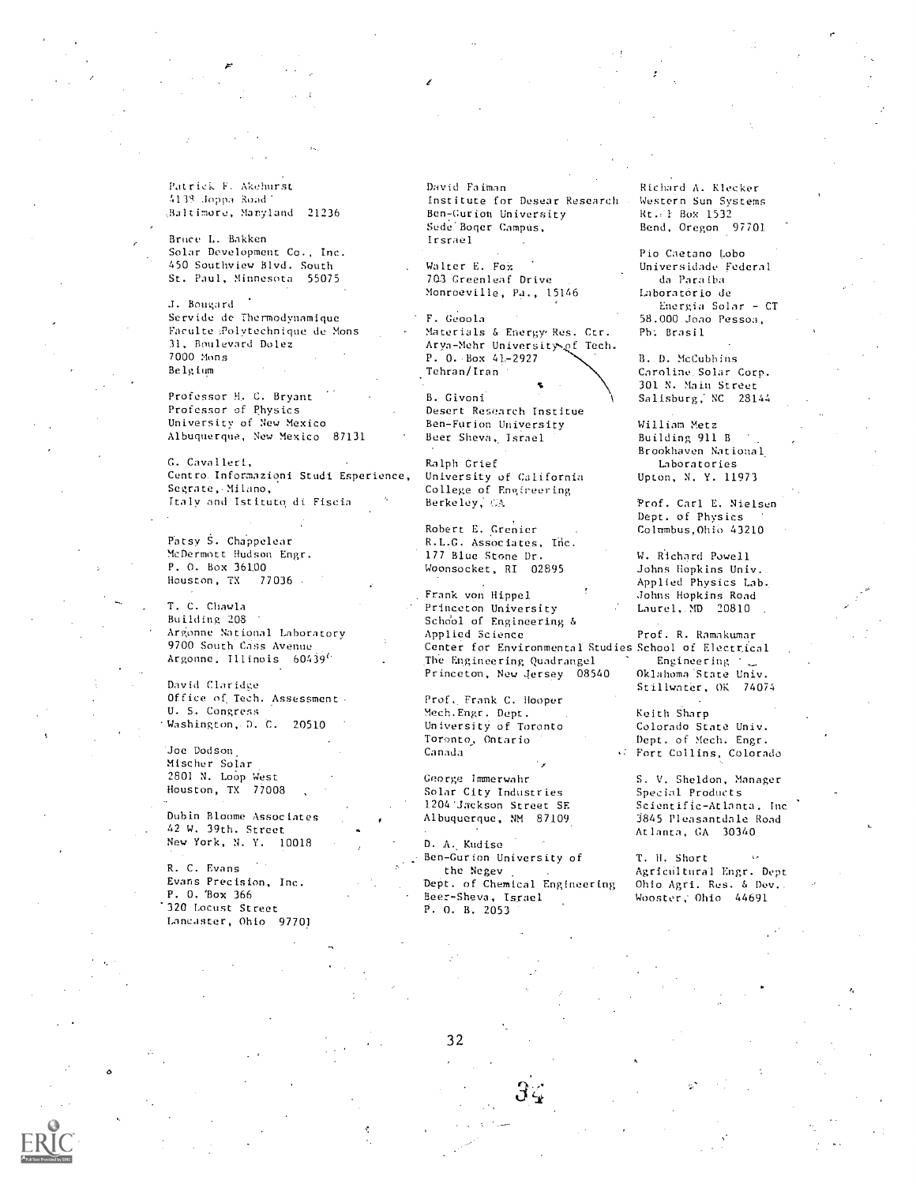Patrick F. Akehurst
4139 Joppa Road
Baltimore, Maryland 21236

Bruce L. Bakken
Solar Development Co., Inc.
450 Southview Blvd. South
St. Paul, Minnesota 55075

J. Bougard
Servide de Thermodynamique
Faculte Polytechnique de Mons
31, Boulevard Dolez
7000 Mons
Belgium

Professor H. C. Bryant
Professor of Physics
University of New Mexico
Albuquerque, New Mexico 87131

G. Cavalleri,
Centro Informazioni Studi Esperience,
Segrate, Milano,
Italy and Istituto di Fiscia

Patsy S. Chappelear
McDermott Hudson Engr.
P. O. Box 36100
Houston, TX 77036

T. C. Chawla
Building 208
Argonne National Laboratory
9700 South Cass Avenue
Argonne, Illinois 60439

David Claridge
Office of Tech. Assessment
U. S. Congress
Washington, D. C. 20510

Joe Dodson
Mischer Solar
2801 N. Loop West
Houston, TX 77008

Dubin Bloome Associates
42 W. 39th. Street
New York, N. Y. 10018

R. C. Evans
Evans Precision, Inc.
P. O. Box 366
320 Locust Street
Lancaster, Ohio 97701

David Faiman
Institute for Desear Research
Ben-Gurion University
Sede Boqer Campus,
Irsrael

Walter E. Fox
703 Greenleaf Drive
Monroeville, Pa., 15146

F. Geoola
Materials & Energy Res. Ctr.
Arya-Mehr University of Tech.
P. O. Box 41-2927
Tehran/Iran

B. Givoni
Desert Research Institue
Ben-Furion University
Beer Sheva, Israel

Ralph Grief
University of California
College of Engineering
Berkeley, CA

Robert E. Grenier
R.L.G. Associates, Inc.
177 Blue Stone Dr.
Woonsocket, RI 02895

Frank von Hippel
Princeton University
School of Engineering &
Applied Science
Center for Environmental Studies
The Engineering Quadrangel
Princeton, New Jersey 08540

Prof. Frank C. Hooper
Mech.Engr. Dept.
University of Toronto
Toronto, Ontario
Canada

George Immerwahr
Solar City Industries
1204 Jackson Street SE
Albuquerque, NM 87109

D. A. Kudise
Ben-Gurion University of
the Negev
Dept. of Chemical Engineering
Beer-Sheva, Israel
P. O. B. 2053

Richard A. Klecker
Western Sun Systems
Rt. 1 Box 1532
Bend, Oregon 97701

Pio Caetano Lobo
Universidade Federal
da Paraiba
Laboratorio de
Energia Solar - CT
58.000 Joao Pessoa,
Pb. Brasil

B. D. McCubbins
Caroline Solar Corp.
301 N. Main Street
Salisburg, NC 28144

William Metz
Building 911 B
Brookhaven National
Laboratories
Upton, N. Y. 11973

Prof. Carl E. Nielsen
Dept. of Physics
Columbus, Ohio 43210

W. Richard Powell
Johns Hopkins Univ.
Applied Physics Lab.
Johns Hopkins Road
Laurel, MD 20810

Prof. R. Ramakumar
School of Electrical
Engineering
Oklahoma State Univ.
Stillwater, OK 74074

Keith Sharp
Colorado State Univ.
Dept. of Mech. Engr.
Fort Collins, Colorado

S. V. Sheldon, Manager
Special Products
Scientific-Atlanta, Inc
3845 Pleasantdale Road
Atlanta, GA 30340

T. H. Short
Agricultural Engr. Dept
Ohio Agri. Res. & Dev.
Wooster, Ohio 44691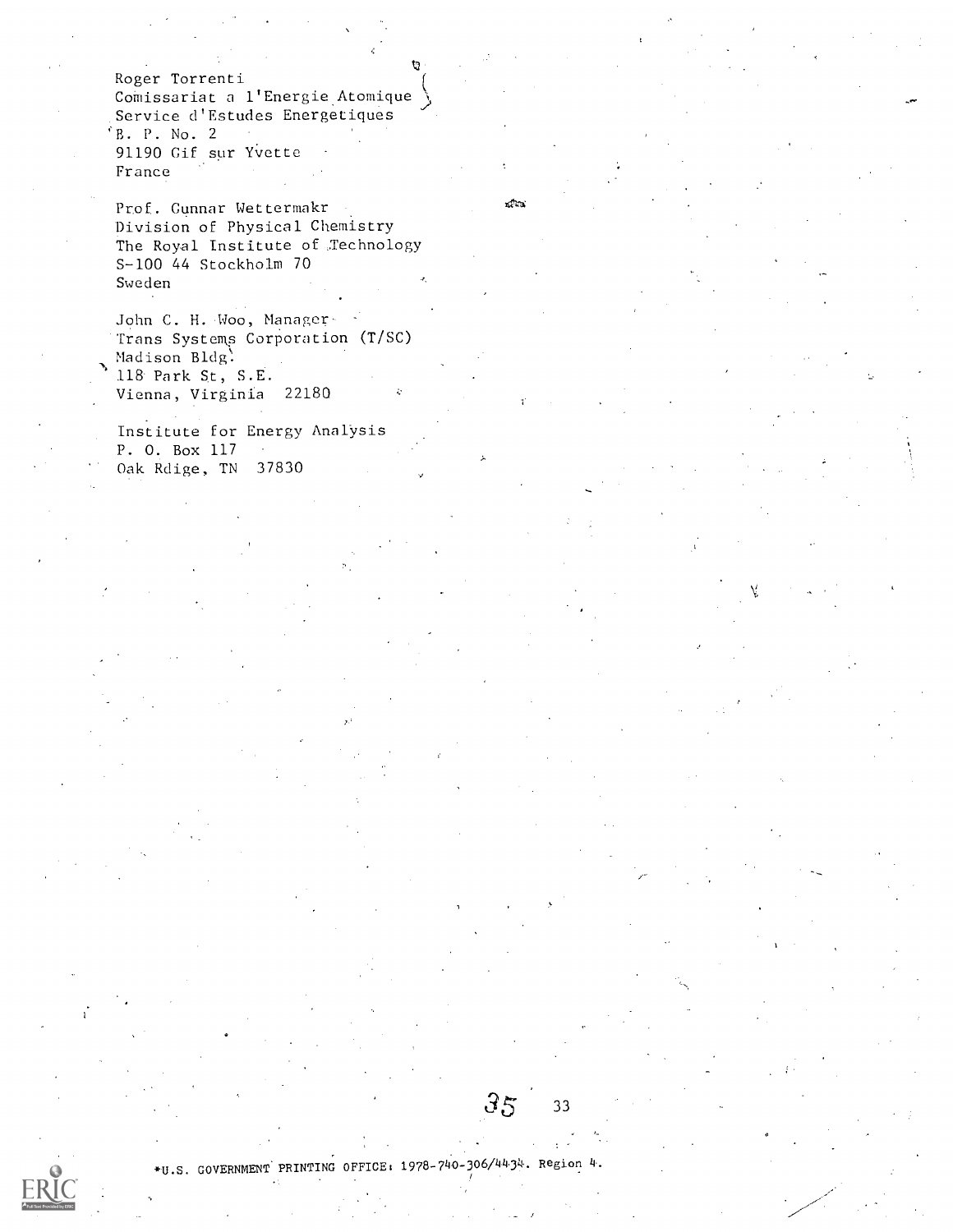Roger Torrenti
Comissariat a l'Energie Atomique
Service d'Estudes Energetiques
B. P. No. 2
91190 Gif sur Yvette
France

Prof. Gunnar Wettermakr
Division of Physical Chemistry
The Royal Institute of Technology
S-100 44 Stockholm 70
Sweden

John C. H. Woo, Manager
Trans Systems Corporation (T/SC)
Madison Bldg.
118 Park St, S.E.
Vienna, Virginia 22180

Institute for Energy Analysis
P. O. Box 117
Oak Rdige, TN 37830

*U.S. GOVERNMENT PRINTING OFFICE: 1978-740-306/4434. Region 4.